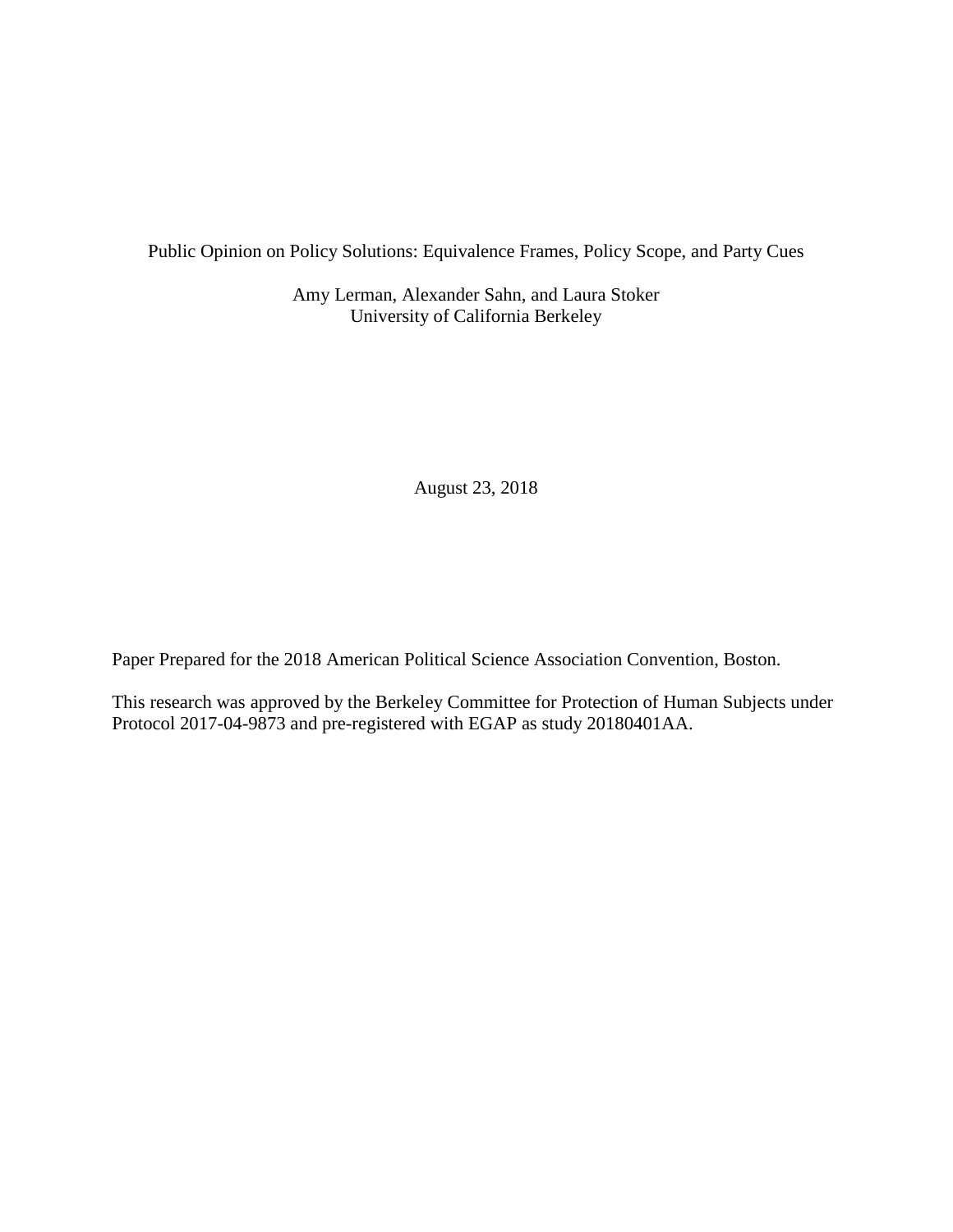# Public Opinion on Policy Solutions: Equivalence Frames, Policy Scope, and Party Cues

Amy Lerman, Alexander Sahn, and Laura Stoker
University of California Berkeley

August 23, 2018

Paper Prepared for the 2018 American Political Science Association Convention, Boston.

This research was approved by the Berkeley Committee for Protection of Human Subjects under Protocol 2017-04-9873 and pre-registered with EGAP as study 20180401AA.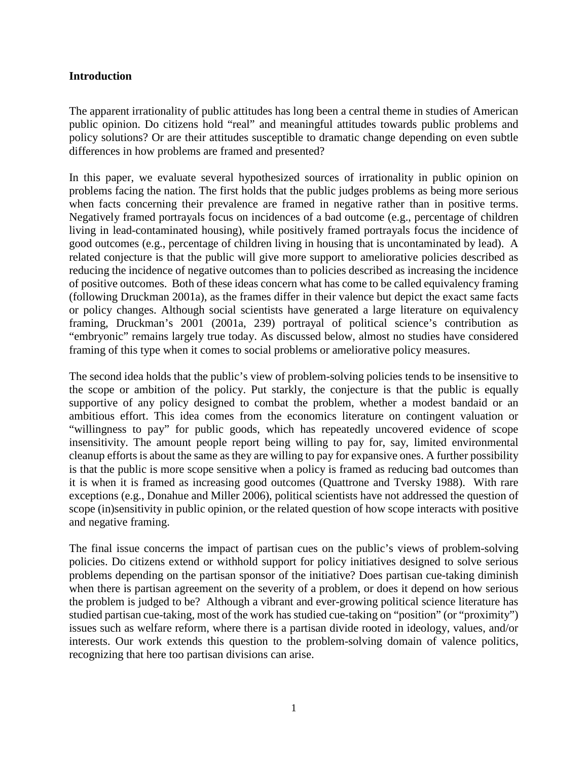**Introduction**

The apparent irrationality of public attitudes has long been a central theme in studies of American public opinion. Do citizens hold "real" and meaningful attitudes towards public problems and policy solutions? Or are their attitudes susceptible to dramatic change depending on even subtle differences in how problems are framed and presented?

In this paper, we evaluate several hypothesized sources of irrationality in public opinion on problems facing the nation. The first holds that the public judges problems as being more serious when facts concerning their prevalence are framed in negative rather than in positive terms. Negatively framed portrayals focus on incidences of a bad outcome (e.g., percentage of children living in lead-contaminated housing), while positively framed portrayals focus the incidence of good outcomes (e.g., percentage of children living in housing that is uncontaminated by lead). A related conjecture is that the public will give more support to ameliorative policies described as reducing the incidence of negative outcomes than to policies described as increasing the incidence of positive outcomes. Both of these ideas concern what has come to be called equivalency framing (following Druckman 2001a), as the frames differ in their valence but depict the exact same facts or policy changes. Although social scientists have generated a large literature on equivalency framing, Druckman's 2001 (2001a, 239) portrayal of political science's contribution as "embryonic" remains largely true today. As discussed below, almost no studies have considered framing of this type when it comes to social problems or ameliorative policy measures.

The second idea holds that the public's view of problem-solving policies tends to be insensitive to the scope or ambition of the policy. Put starkly, the conjecture is that the public is equally supportive of any policy designed to combat the problem, whether a modest bandaid or an ambitious effort. This idea comes from the economics literature on contingent valuation or "willingness to pay" for public goods, which has repeatedly uncovered evidence of scope insensitivity. The amount people report being willing to pay for, say, limited environmental cleanup efforts is about the same as they are willing to pay for expansive ones. A further possibility is that the public is more scope sensitive when a policy is framed as reducing bad outcomes than it is when it is framed as increasing good outcomes (Quattrone and Tversky 1988). With rare exceptions (e.g., Donahue and Miller 2006), political scientists have not addressed the question of scope (in)sensitivity in public opinion, or the related question of how scope interacts with positive and negative framing.

The final issue concerns the impact of partisan cues on the public's views of problem-solving policies. Do citizens extend or withhold support for policy initiatives designed to solve serious problems depending on the partisan sponsor of the initiative? Does partisan cue-taking diminish when there is partisan agreement on the severity of a problem, or does it depend on how serious the problem is judged to be? Although a vibrant and ever-growing political science literature has studied partisan cue-taking, most of the work has studied cue-taking on "position" (or "proximity") issues such as welfare reform, where there is a partisan divide rooted in ideology, values, and/or interests. Our work extends this question to the problem-solving domain of valence politics, recognizing that here too partisan divisions can arise.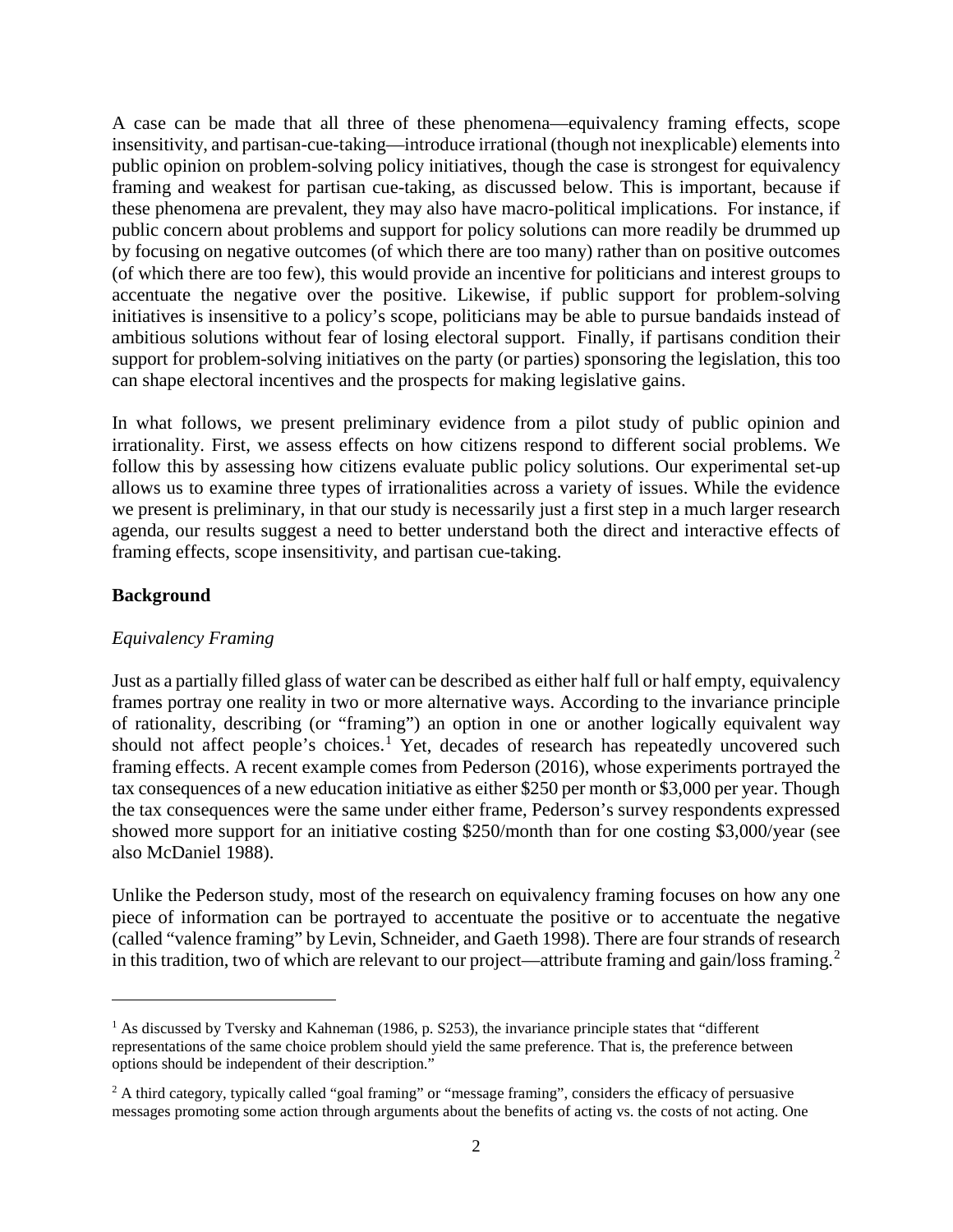A case can be made that all three of these phenomena—equivalency framing effects, scope insensitivity, and partisan-cue-taking—introduce irrational (though not inexplicable) elements into public opinion on problem-solving policy initiatives, though the case is strongest for equivalency framing and weakest for partisan cue-taking, as discussed below. This is important, because if these phenomena are prevalent, they may also have macro-political implications. For instance, if public concern about problems and support for policy solutions can more readily be drummed up by focusing on negative outcomes (of which there are too many) rather than on positive outcomes (of which there are too few), this would provide an incentive for politicians and interest groups to accentuate the negative over the positive. Likewise, if public support for problem-solving initiatives is insensitive to a policy's scope, politicians may be able to pursue bandaids instead of ambitious solutions without fear of losing electoral support. Finally, if partisans condition their support for problem-solving initiatives on the party (or parties) sponsoring the legislation, this too can shape electoral incentives and the prospects for making legislative gains.

In what follows, we present preliminary evidence from a pilot study of public opinion and irrationality. First, we assess effects on how citizens respond to different social problems. We follow this by assessing how citizens evaluate public policy solutions. Our experimental set-up allows us to examine three types of irrationalities across a variety of issues. While the evidence we present is preliminary, in that our study is necessarily just a first step in a much larger research agenda, our results suggest a need to better understand both the direct and interactive effects of framing effects, scope insensitivity, and partisan cue-taking.

## Background

### *Equivalency Framing*

Just as a partially filled glass of water can be described as either half full or half empty, equivalency frames portray one reality in two or more alternative ways. According to the invariance principle of rationality, describing (or "framing") an option in one or another logically equivalent way should not affect people's choices.[1] Yet, decades of research has repeatedly uncovered such framing effects. A recent example comes from Pederson (2016), whose experiments portrayed the tax consequences of a new education initiative as either $250 per month or $3,000 per year. Though the tax consequences were the same under either frame, Pederson's survey respondents expressed showed more support for an initiative costing $250/month than for one costing $3,000/year (see also McDaniel 1988).

Unlike the Pederson study, most of the research on equivalency framing focuses on how any one piece of information can be portrayed to accentuate the positive or to accentuate the negative (called "valence framing" by Levin, Schneider, and Gaeth 1998). There are four strands of research in this tradition, two of which are relevant to our project—attribute framing and gain/loss framing.[2]

---

[1] As discussed by Tversky and Kahneman (1986, p. S253), the invariance principle states that "different representations of the same choice problem should yield the same preference. That is, the preference between options should be independent of their description."

[2] A third category, typically called "goal framing" or "message framing", considers the efficacy of persuasive messages promoting some action through arguments about the benefits of acting vs. the costs of not acting. One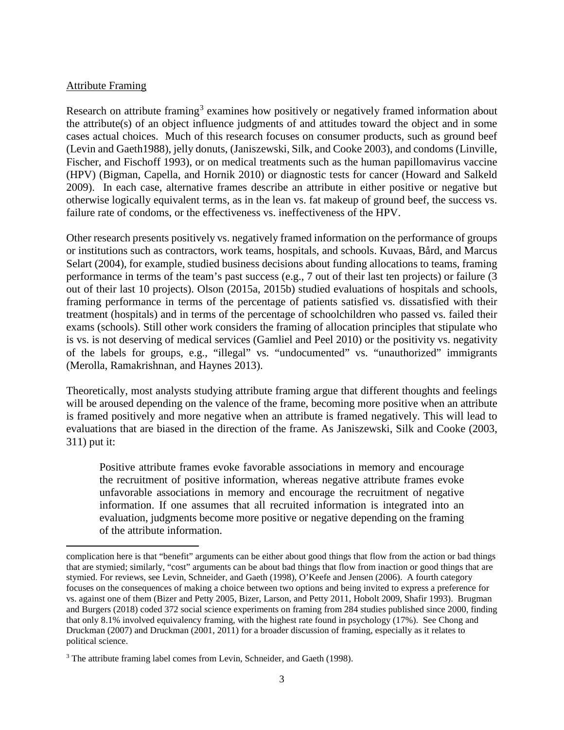Attribute Framing

Research on attribute framing[3] examines how positively or negatively framed information about the attribute(s) of an object influence judgments of and attitudes toward the object and in some cases actual choices. Much of this research focuses on consumer products, such as ground beef (Levin and Gaeth1988), jelly donuts, (Janiszewski, Silk, and Cooke 2003), and condoms (Linville, Fischer, and Fischoff 1993), or on medical treatments such as the human papillomavirus vaccine (HPV) (Bigman, Capella, and Hornik 2010) or diagnostic tests for cancer (Howard and Salkeld 2009). In each case, alternative frames describe an attribute in either positive or negative but otherwise logically equivalent terms, as in the lean vs. fat makeup of ground beef, the success vs. failure rate of condoms, or the effectiveness vs. ineffectiveness of the HPV.

Other research presents positively vs. negatively framed information on the performance of groups or institutions such as contractors, work teams, hospitals, and schools. Kuvaas, Bård, and Marcus Selart (2004), for example, studied business decisions about funding allocations to teams, framing performance in terms of the team's past success (e.g., 7 out of their last ten projects) or failure (3 out of their last 10 projects). Olson (2015a, 2015b) studied evaluations of hospitals and schools, framing performance in terms of the percentage of patients satisfied vs. dissatisfied with their treatment (hospitals) and in terms of the percentage of schoolchildren who passed vs. failed their exams (schools). Still other work considers the framing of allocation principles that stipulate who is vs. is not deserving of medical services (Gamliel and Peel 2010) or the positivity vs. negativity of the labels for groups, e.g., "illegal" vs. "undocumented" vs. "unauthorized" immigrants (Merolla, Ramakrishnan, and Haynes 2013).

Theoretically, most analysts studying attribute framing argue that different thoughts and feelings will be aroused depending on the valence of the frame, becoming more positive when an attribute is framed positively and more negative when an attribute is framed negatively. This will lead to evaluations that are biased in the direction of the frame. As Janiszewski, Silk and Cooke (2003, 311) put it:

> Positive attribute frames evoke favorable associations in memory and encourage the recruitment of positive information, whereas negative attribute frames evoke unfavorable associations in memory and encourage the recruitment of negative information. If one assumes that all recruited information is integrated into an evaluation, judgments become more positive or negative depending on the framing of the attribute information.

---

complication here is that "benefit" arguments can be either about good things that flow from the action or bad things that are stymied; similarly, "cost" arguments can be about bad things that flow from inaction or good things that are stymied. For reviews, see Levin, Schneider, and Gaeth (1998), O'Keefe and Jensen (2006). A fourth category focuses on the consequences of making a choice between two options and being invited to express a preference for vs. against one of them (Bizer and Petty 2005, Bizer, Larson, and Petty 2011, Hobolt 2009, Shafir 1993). Brugman and Burgers (2018) coded 372 social science experiments on framing from 284 studies published since 2000, finding that only 8.1% involved equivalency framing, with the highest rate found in psychology (17%). See Chong and Druckman (2007) and Druckman (2001, 2011) for a broader discussion of framing, especially as it relates to political science.

[3] The attribute framing label comes from Levin, Schneider, and Gaeth (1998).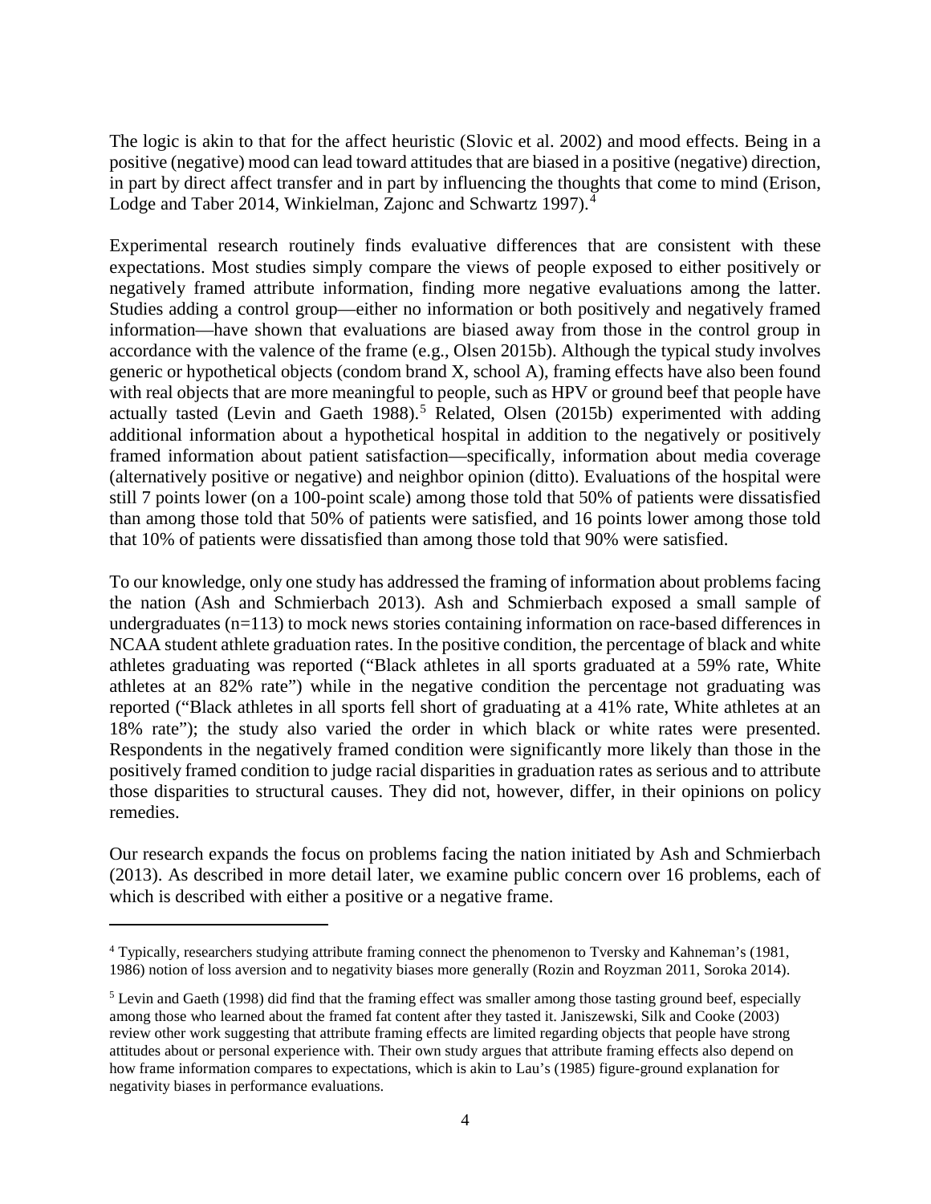The logic is akin to that for the affect heuristic (Slovic et al. 2002) and mood effects. Being in a positive (negative) mood can lead toward attitudes that are biased in a positive (negative) direction, in part by direct affect transfer and in part by influencing the thoughts that come to mind (Erison, Lodge and Taber 2014, Winkielman, Zajonc and Schwartz 1997).[4]

Experimental research routinely finds evaluative differences that are consistent with these expectations. Most studies simply compare the views of people exposed to either positively or negatively framed attribute information, finding more negative evaluations among the latter. Studies adding a control group—either no information or both positively and negatively framed information—have shown that evaluations are biased away from those in the control group in accordance with the valence of the frame (e.g., Olsen 2015b). Although the typical study involves generic or hypothetical objects (condom brand X, school A), framing effects have also been found with real objects that are more meaningful to people, such as HPV or ground beef that people have actually tasted (Levin and Gaeth 1988).[5] Related, Olsen (2015b) experimented with adding additional information about a hypothetical hospital in addition to the negatively or positively framed information about patient satisfaction—specifically, information about media coverage (alternatively positive or negative) and neighbor opinion (ditto). Evaluations of the hospital were still 7 points lower (on a 100-point scale) among those told that 50% of patients were dissatisfied than among those told that 50% of patients were satisfied, and 16 points lower among those told that 10% of patients were dissatisfied than among those told that 90% were satisfied.

To our knowledge, only one study has addressed the framing of information about problems facing the nation (Ash and Schmierbach 2013). Ash and Schmierbach exposed a small sample of undergraduates (n=113) to mock news stories containing information on race-based differences in NCAA student athlete graduation rates. In the positive condition, the percentage of black and white athletes graduating was reported ("Black athletes in all sports graduated at a 59% rate, White athletes at an 82% rate") while in the negative condition the percentage not graduating was reported ("Black athletes in all sports fell short of graduating at a 41% rate, White athletes at an 18% rate"); the study also varied the order in which black or white rates were presented. Respondents in the negatively framed condition were significantly more likely than those in the positively framed condition to judge racial disparities in graduation rates as serious and to attribute those disparities to structural causes. They did not, however, differ, in their opinions on policy remedies.

Our research expands the focus on problems facing the nation initiated by Ash and Schmierbach (2013). As described in more detail later, we examine public concern over 16 problems, each of which is described with either a positive or a negative frame.

---

[4] Typically, researchers studying attribute framing connect the phenomenon to Tversky and Kahneman's (1981, 1986) notion of loss aversion and to negativity biases more generally (Rozin and Royzman 2011, Soroka 2014).

[5] Levin and Gaeth (1998) did find that the framing effect was smaller among those tasting ground beef, especially among those who learned about the framed fat content after they tasted it. Janiszewski, Silk and Cooke (2003) review other work suggesting that attribute framing effects are limited regarding objects that people have strong attitudes about or personal experience with. Their own study argues that attribute framing effects also depend on how frame information compares to expectations, which is akin to Lau's (1985) figure-ground explanation for negativity biases in performance evaluations.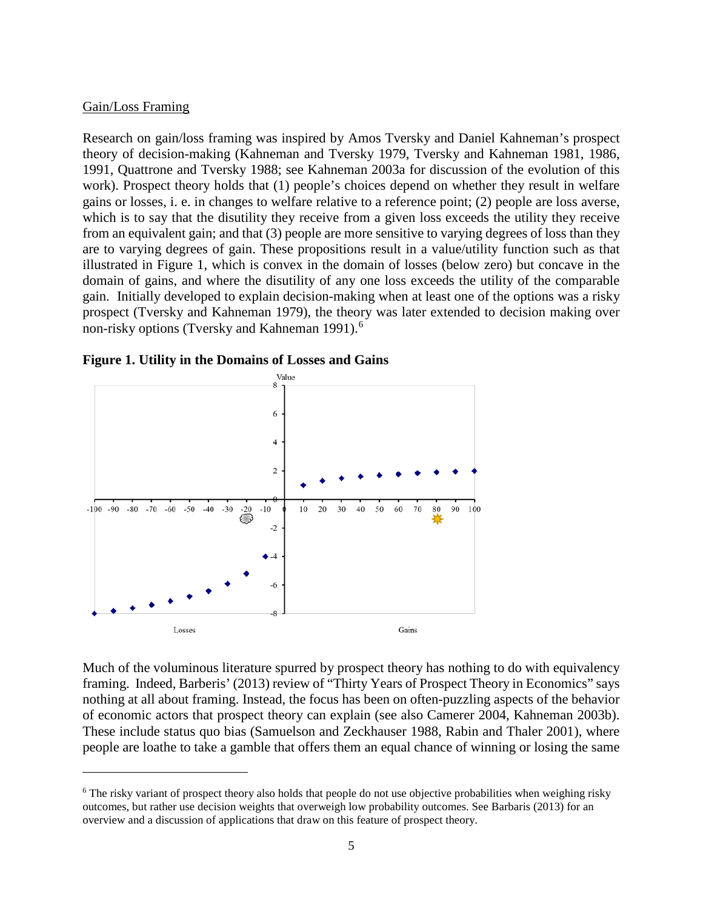Gain/Loss Framing

Research on gain/loss framing was inspired by Amos Tversky and Daniel Kahneman's prospect theory of decision-making (Kahneman and Tversky 1979, Tversky and Kahneman 1981, 1986, 1991, Quattrone and Tversky 1988; see Kahneman 2003a for discussion of the evolution of this work). Prospect theory holds that (1) people's choices depend on whether they result in welfare gains or losses, i. e. in changes to welfare relative to a reference point; (2) people are loss averse, which is to say that the disutility they receive from a given loss exceeds the utility they receive from an equivalent gain; and that (3) people are more sensitive to varying degrees of loss than they are to varying degrees of gain. These propositions result in a value/utility function such as that illustrated in Figure 1, which is convex in the domain of losses (below zero) but concave in the domain of gains, and where the disutility of any one loss exceeds the utility of the comparable gain. Initially developed to explain decision-making when at least one of the options was a risky prospect (Tversky and Kahneman 1979), the theory was later extended to decision making over non-risky options (Tversky and Kahneman 1991).[6]

**Figure 1. Utility in the Domains of Losses and Gains**

Much of the voluminous literature spurred by prospect theory has nothing to do with equivalency framing. Indeed, Barberis' (2013) review of "Thirty Years of Prospect Theory in Economics" says nothing at all about framing. Instead, the focus has been on often-puzzling aspects of the behavior of economic actors that prospect theory can explain (see also Camerer 2004, Kahneman 2003b). These include status quo bias (Samuelson and Zeckhauser 1988, Rabin and Thaler 2001), where people are loathe to take a gamble that offers them an equal chance of winning or losing the same

[6] The risky variant of prospect theory also holds that people do not use objective probabilities when weighing risky outcomes, but rather use decision weights that overweigh low probability outcomes. See Barbaris (2013) for an overview and a discussion of applications that draw on this feature of prospect theory.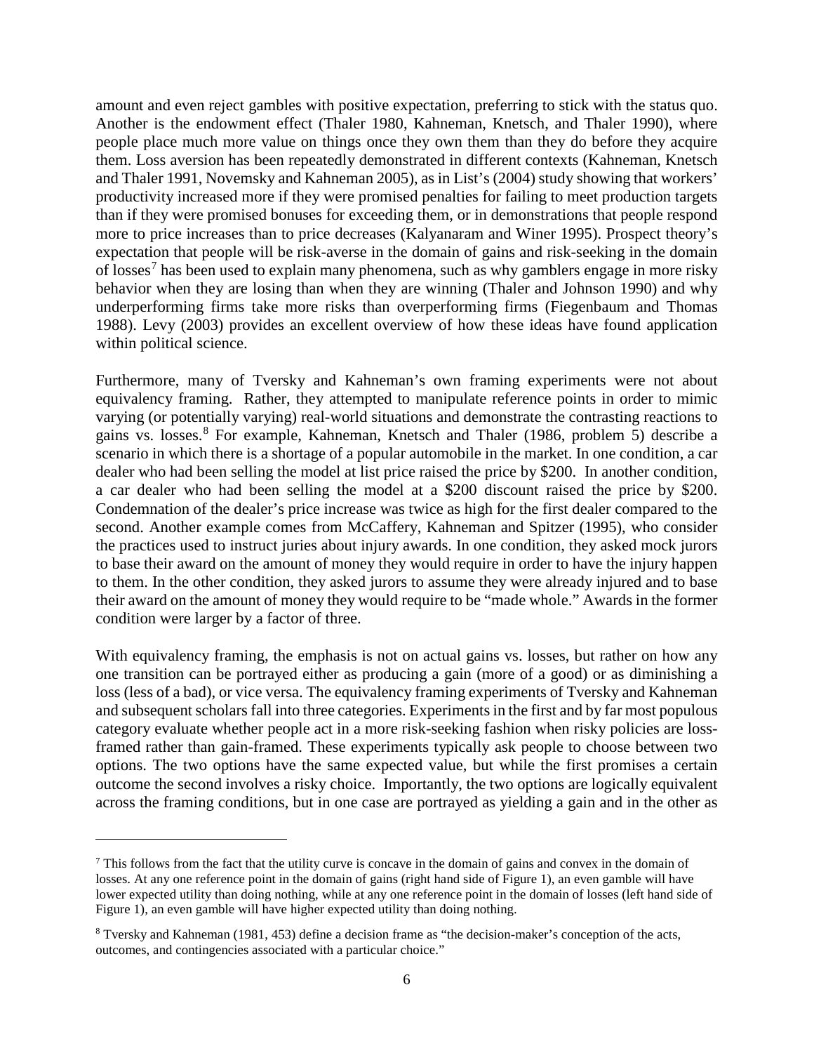amount and even reject gambles with positive expectation, preferring to stick with the status quo. Another is the endowment effect (Thaler 1980, Kahneman, Knetsch, and Thaler 1990), where people place much more value on things once they own them than they do before they acquire them. Loss aversion has been repeatedly demonstrated in different contexts (Kahneman, Knetsch and Thaler 1991, Novemsky and Kahneman 2005), as in List's (2004) study showing that workers' productivity increased more if they were promised penalties for failing to meet production targets than if they were promised bonuses for exceeding them, or in demonstrations that people respond more to price increases than to price decreases (Kalyanaram and Winer 1995). Prospect theory's expectation that people will be risk-averse in the domain of gains and risk-seeking in the domain of losses[7] has been used to explain many phenomena, such as why gamblers engage in more risky behavior when they are losing than when they are winning (Thaler and Johnson 1990) and why underperforming firms take more risks than overperforming firms (Fiegenbaum and Thomas 1988). Levy (2003) provides an excellent overview of how these ideas have found application within political science.

Furthermore, many of Tversky and Kahneman's own framing experiments were not about equivalency framing. Rather, they attempted to manipulate reference points in order to mimic varying (or potentially varying) real-world situations and demonstrate the contrasting reactions to gains vs. losses.[8] For example, Kahneman, Knetsch and Thaler (1986, problem 5) describe a scenario in which there is a shortage of a popular automobile in the market. In one condition, a car dealer who had been selling the model at list price raised the price by \$200. In another condition, a car dealer who had been selling the model at a \$200 discount raised the price by \$200. Condemnation of the dealer's price increase was twice as high for the first dealer compared to the second. Another example comes from McCaffery, Kahneman and Spitzer (1995), who consider the practices used to instruct juries about injury awards. In one condition, they asked mock jurors to base their award on the amount of money they would require in order to have the injury happen to them. In the other condition, they asked jurors to assume they were already injured and to base their award on the amount of money they would require to be "made whole." Awards in the former condition were larger by a factor of three.

With equivalency framing, the emphasis is not on actual gains vs. losses, but rather on how any one transition can be portrayed either as producing a gain (more of a good) or as diminishing a loss (less of a bad), or vice versa. The equivalency framing experiments of Tversky and Kahneman and subsequent scholars fall into three categories. Experiments in the first and by far most populous category evaluate whether people act in a more risk-seeking fashion when risky policies are loss-framed rather than gain-framed. These experiments typically ask people to choose between two options. The two options have the same expected value, but while the first promises a certain outcome the second involves a risky choice. Importantly, the two options are logically equivalent across the framing conditions, but in one case are portrayed as yielding a gain and in the other as

---

[7] This follows from the fact that the utility curve is concave in the domain of gains and convex in the domain of losses. At any one reference point in the domain of gains (right hand side of Figure 1), an even gamble will have lower expected utility than doing nothing, while at any one reference point in the domain of losses (left hand side of Figure 1), an even gamble will have higher expected utility than doing nothing.

[8] Tversky and Kahneman (1981, 453) define a decision frame as "the decision-maker's conception of the acts, outcomes, and contingencies associated with a particular choice."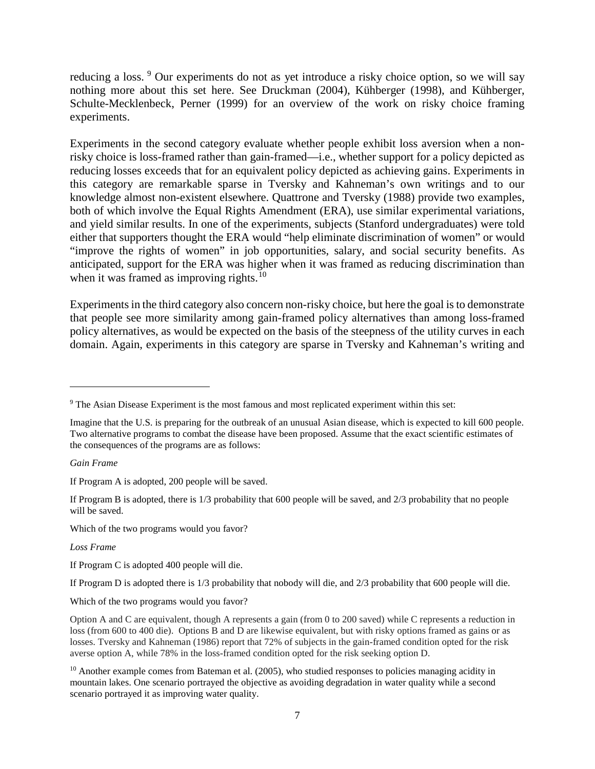reducing a loss. [9] Our experiments do not as yet introduce a risky choice option, so we will say nothing more about this set here. See Druckman (2004), Kühberger (1998), and Kühberger, Schulte-Mecklenbeck, Perner (1999) for an overview of the work on risky choice framing experiments.

Experiments in the second category evaluate whether people exhibit loss aversion when a non-risky choice is loss-framed rather than gain-framed—i.e., whether support for a policy depicted as reducing losses exceeds that for an equivalent policy depicted as achieving gains. Experiments in this category are remarkable sparse in Tversky and Kahneman's own writings and to our knowledge almost non-existent elsewhere. Quattrone and Tversky (1988) provide two examples, both of which involve the Equal Rights Amendment (ERA), use similar experimental variations, and yield similar results. In one of the experiments, subjects (Stanford undergraduates) were told either that supporters thought the ERA would "help eliminate discrimination of women" or would "improve the rights of women" in job opportunities, salary, and social security benefits. As anticipated, support for the ERA was higher when it was framed as reducing discrimination than when it was framed as improving rights. [10]

Experiments in the third category also concern non-risky choice, but here the goal is to demonstrate that people see more similarity among gain-framed policy alternatives than among loss-framed policy alternatives, as would be expected on the basis of the steepness of the utility curves in each domain. Again, experiments in this category are sparse in Tversky and Kahneman's writing and

---

[9] The Asian Disease Experiment is the most famous and most replicated experiment within this set:

Imagine that the U.S. is preparing for the outbreak of an unusual Asian disease, which is expected to kill 600 people. Two alternative programs to combat the disease have been proposed. Assume that the exact scientific estimates of the consequences of the programs are as follows:

*Gain Frame*

If Program A is adopted, 200 people will be saved.

If Program B is adopted, there is 1/3 probability that 600 people will be saved, and 2/3 probability that no people will be saved.

Which of the two programs would you favor?

*Loss Frame*

If Program C is adopted 400 people will die.

If Program D is adopted there is 1/3 probability that nobody will die, and 2/3 probability that 600 people will die.

Which of the two programs would you favor?

Option A and C are equivalent, though A represents a gain (from 0 to 200 saved) while C represents a reduction in loss (from 600 to 400 die). Options B and D are likewise equivalent, but with risky options framed as gains or as losses. Tversky and Kahneman (1986) report that 72% of subjects in the gain-framed condition opted for the risk averse option A, while 78% in the loss-framed condition opted for the risk seeking option D.

[10] Another example comes from Bateman et al. (2005), who studied responses to policies managing acidity in mountain lakes. One scenario portrayed the objective as avoiding degradation in water quality while a second scenario portrayed it as improving water quality.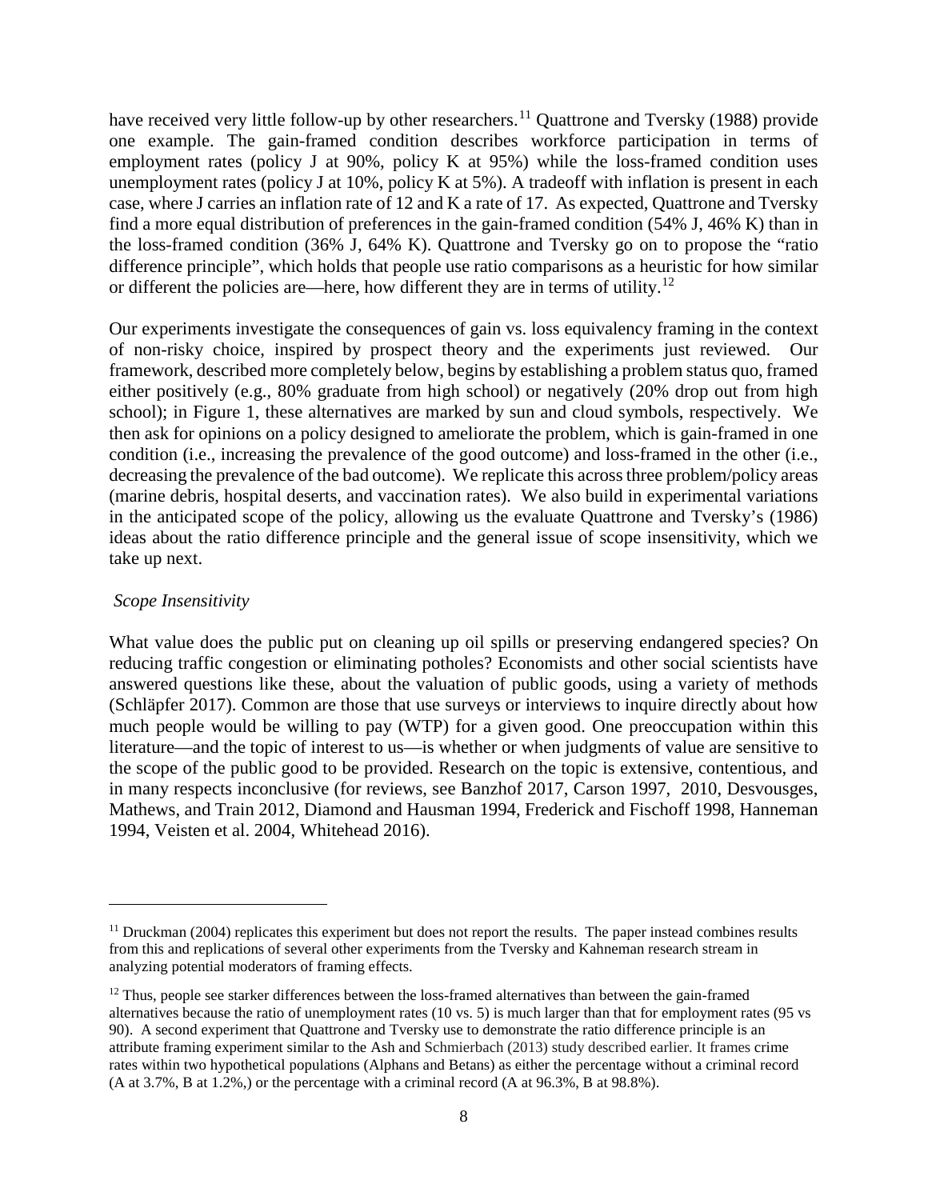have received very little follow-up by other researchers.[11] Quattrone and Tversky (1988) provide one example. The gain-framed condition describes workforce participation in terms of employment rates (policy J at 90%, policy K at 95%) while the loss-framed condition uses unemployment rates (policy J at 10%, policy K at 5%). A tradeoff with inflation is present in each case, where J carries an inflation rate of 12 and K a rate of 17. As expected, Quattrone and Tversky find a more equal distribution of preferences in the gain-framed condition (54% J, 46% K) than in the loss-framed condition (36% J, 64% K). Quattrone and Tversky go on to propose the "ratio difference principle", which holds that people use ratio comparisons as a heuristic for how similar or different the policies are—here, how different they are in terms of utility.[12]

Our experiments investigate the consequences of gain vs. loss equivalency framing in the context of non-risky choice, inspired by prospect theory and the experiments just reviewed. Our framework, described more completely below, begins by establishing a problem status quo, framed either positively (e.g., 80% graduate from high school) or negatively (20% drop out from high school); in Figure 1, these alternatives are marked by sun and cloud symbols, respectively. We then ask for opinions on a policy designed to ameliorate the problem, which is gain-framed in one condition (i.e., increasing the prevalence of the good outcome) and loss-framed in the other (i.e., decreasing the prevalence of the bad outcome). We replicate this across three problem/policy areas (marine debris, hospital deserts, and vaccination rates). We also build in experimental variations in the anticipated scope of the policy, allowing us the evaluate Quattrone and Tversky's (1986) ideas about the ratio difference principle and the general issue of scope insensitivity, which we take up next.

*Scope Insensitivity*

What value does the public put on cleaning up oil spills or preserving endangered species? On reducing traffic congestion or eliminating potholes? Economists and other social scientists have answered questions like these, about the valuation of public goods, using a variety of methods (Schläpfer 2017). Common are those that use surveys or interviews to inquire directly about how much people would be willing to pay (WTP) for a given good. One preoccupation within this literature—and the topic of interest to us—is whether or when judgments of value are sensitive to the scope of the public good to be provided. Research on the topic is extensive, contentious, and in many respects inconclusive (for reviews, see Banzhof 2017, Carson 1997, 2010, Desvousges, Mathews, and Train 2012, Diamond and Hausman 1994, Frederick and Fischoff 1998, Hanneman 1994, Veisten et al. 2004, Whitehead 2016).

---

[11] Druckman (2004) replicates this experiment but does not report the results. The paper instead combines results from this and replications of several other experiments from the Tversky and Kahneman research stream in analyzing potential moderators of framing effects.

[12] Thus, people see starker differences between the loss-framed alternatives than between the gain-framed alternatives because the ratio of unemployment rates (10 vs. 5) is much larger than that for employment rates (95 vs 90). A second experiment that Quattrone and Tversky use to demonstrate the ratio difference principle is an attribute framing experiment similar to the Ash and Schmierbach (2013) study described earlier. It frames crime rates within two hypothetical populations (Alphans and Betans) as either the percentage without a criminal record (A at 3.7%, B at 1.2%,) or the percentage with a criminal record (A at 96.3%, B at 98.8%).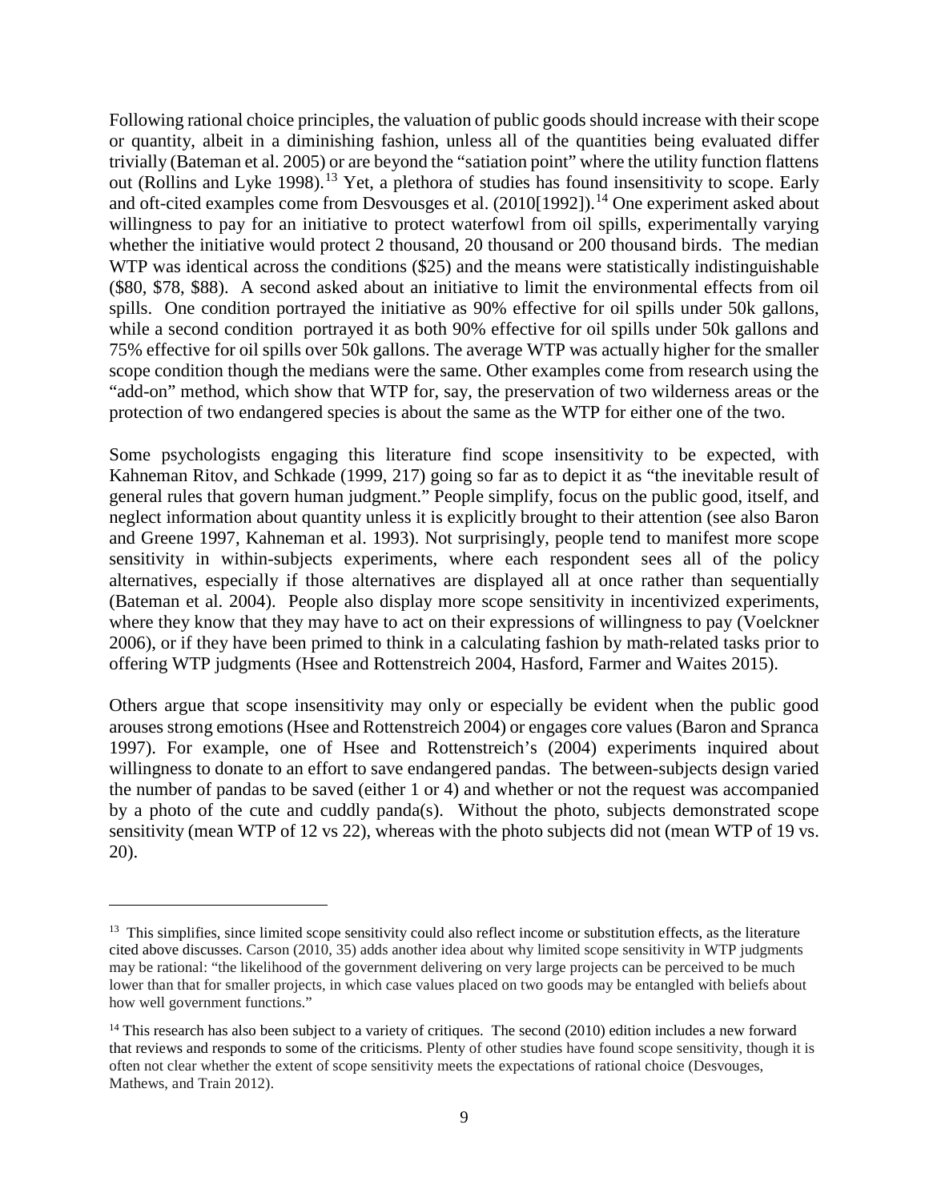Following rational choice principles, the valuation of public goods should increase with their scope or quantity, albeit in a diminishing fashion, unless all of the quantities being evaluated differ trivially (Bateman et al. 2005) or are beyond the "satiation point" where the utility function flattens out (Rollins and Lyke 1998).[13] Yet, a plethora of studies has found insensitivity to scope. Early and oft-cited examples come from Desvousges et al. (2010[1992]).[14] One experiment asked about willingness to pay for an initiative to protect waterfowl from oil spills, experimentally varying whether the initiative would protect 2 thousand, 20 thousand or 200 thousand birds. The median WTP was identical across the conditions ($25) and the means were statistically indistinguishable ($80, $78, $88). A second asked about an initiative to limit the environmental effects from oil spills. One condition portrayed the initiative as 90% effective for oil spills under 50k gallons, while a second condition portrayed it as both 90% effective for oil spills under 50k gallons and 75% effective for oil spills over 50k gallons. The average WTP was actually higher for the smaller scope condition though the medians were the same. Other examples come from research using the "add-on" method, which show that WTP for, say, the preservation of two wilderness areas or the protection of two endangered species is about the same as the WTP for either one of the two.

Some psychologists engaging this literature find scope insensitivity to be expected, with Kahneman Ritov, and Schkade (1999, 217) going so far as to depict it as "the inevitable result of general rules that govern human judgment." People simplify, focus on the public good, itself, and neglect information about quantity unless it is explicitly brought to their attention (see also Baron and Greene 1997, Kahneman et al. 1993). Not surprisingly, people tend to manifest more scope sensitivity in within-subjects experiments, where each respondent sees all of the policy alternatives, especially if those alternatives are displayed all at once rather than sequentially (Bateman et al. 2004). People also display more scope sensitivity in incentivized experiments, where they know that they may have to act on their expressions of willingness to pay (Voelckner 2006), or if they have been primed to think in a calculating fashion by math-related tasks prior to offering WTP judgments (Hsee and Rottenstreich 2004, Hasford, Farmer and Waites 2015).

Others argue that scope insensitivity may only or especially be evident when the public good arouses strong emotions (Hsee and Rottenstreich 2004) or engages core values (Baron and Spranca 1997). For example, one of Hsee and Rottenstreich's (2004) experiments inquired about willingness to donate to an effort to save endangered pandas. The between-subjects design varied the number of pandas to be saved (either 1 or 4) and whether or not the request was accompanied by a photo of the cute and cuddly panda(s). Without the photo, subjects demonstrated scope sensitivity (mean WTP of 12 vs 22), whereas with the photo subjects did not (mean WTP of 19 vs. 20).

---

[13] This simplifies, since limited scope sensitivity could also reflect income or substitution effects, as the literature cited above discusses. Carson (2010, 35) adds another idea about why limited scope sensitivity in WTP judgments may be rational: "the likelihood of the government delivering on very large projects can be perceived to be much lower than that for smaller projects, in which case values placed on two goods may be entangled with beliefs about how well government functions."

[14] This research has also been subject to a variety of critiques. The second (2010) edition includes a new forward that reviews and responds to some of the criticisms. Plenty of other studies have found scope sensitivity, though it is often not clear whether the extent of scope sensitivity meets the expectations of rational choice (Desvouges, Mathews, and Train 2012).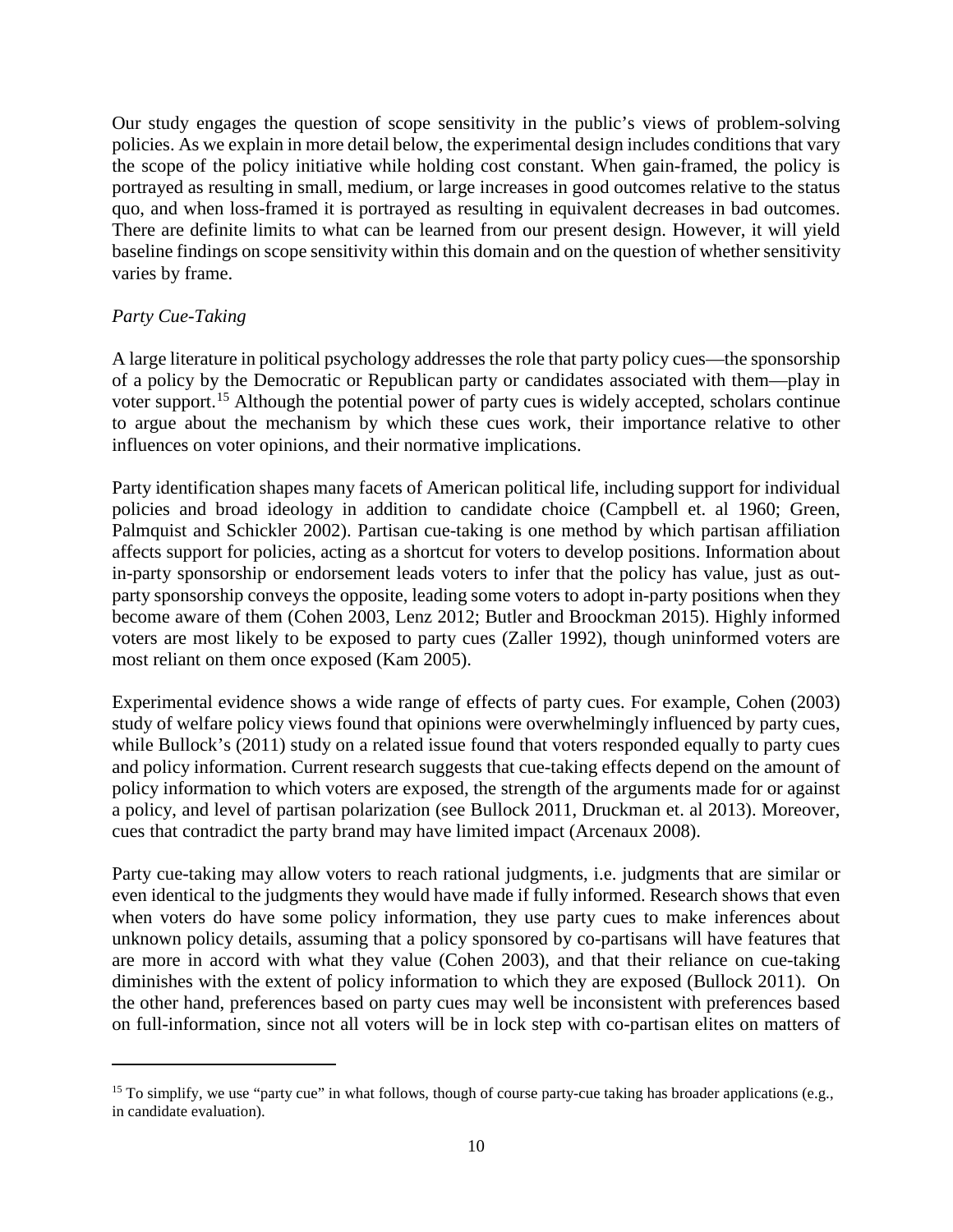Our study engages the question of scope sensitivity in the public's views of problem-solving policies. As we explain in more detail below, the experimental design includes conditions that vary the scope of the policy initiative while holding cost constant. When gain-framed, the policy is portrayed as resulting in small, medium, or large increases in good outcomes relative to the status quo, and when loss-framed it is portrayed as resulting in equivalent decreases in bad outcomes. There are definite limits to what can be learned from our present design. However, it will yield baseline findings on scope sensitivity within this domain and on the question of whether sensitivity varies by frame.

*Party Cue-Taking*

A large literature in political psychology addresses the role that party policy cues—the sponsorship of a policy by the Democratic or Republican party or candidates associated with them—play in voter support.[15] Although the potential power of party cues is widely accepted, scholars continue to argue about the mechanism by which these cues work, their importance relative to other influences on voter opinions, and their normative implications.

Party identification shapes many facets of American political life, including support for individual policies and broad ideology in addition to candidate choice (Campbell et. al 1960; Green, Palmquist and Schickler 2002). Partisan cue-taking is one method by which partisan affiliation affects support for policies, acting as a shortcut for voters to develop positions. Information about in-party sponsorship or endorsement leads voters to infer that the policy has value, just as out-party sponsorship conveys the opposite, leading some voters to adopt in-party positions when they become aware of them (Cohen 2003, Lenz 2012; Butler and Broockman 2015). Highly informed voters are most likely to be exposed to party cues (Zaller 1992), though uninformed voters are most reliant on them once exposed (Kam 2005).

Experimental evidence shows a wide range of effects of party cues. For example, Cohen (2003) study of welfare policy views found that opinions were overwhelmingly influenced by party cues, while Bullock's (2011) study on a related issue found that voters responded equally to party cues and policy information. Current research suggests that cue-taking effects depend on the amount of policy information to which voters are exposed, the strength of the arguments made for or against a policy, and level of partisan polarization (see Bullock 2011, Druckman et. al 2013). Moreover, cues that contradict the party brand may have limited impact (Arcenaux 2008).

Party cue-taking may allow voters to reach rational judgments, i.e. judgments that are similar or even identical to the judgments they would have made if fully informed. Research shows that even when voters do have some policy information, they use party cues to make inferences about unknown policy details, assuming that a policy sponsored by co-partisans will have features that are more in accord with what they value (Cohen 2003), and that their reliance on cue-taking diminishes with the extent of policy information to which they are exposed (Bullock 2011). On the other hand, preferences based on party cues may well be inconsistent with preferences based on full-information, since not all voters will be in lock step with co-partisan elites on matters of

[15] To simplify, we use "party cue" in what follows, though of course party-cue taking has broader applications (e.g., in candidate evaluation).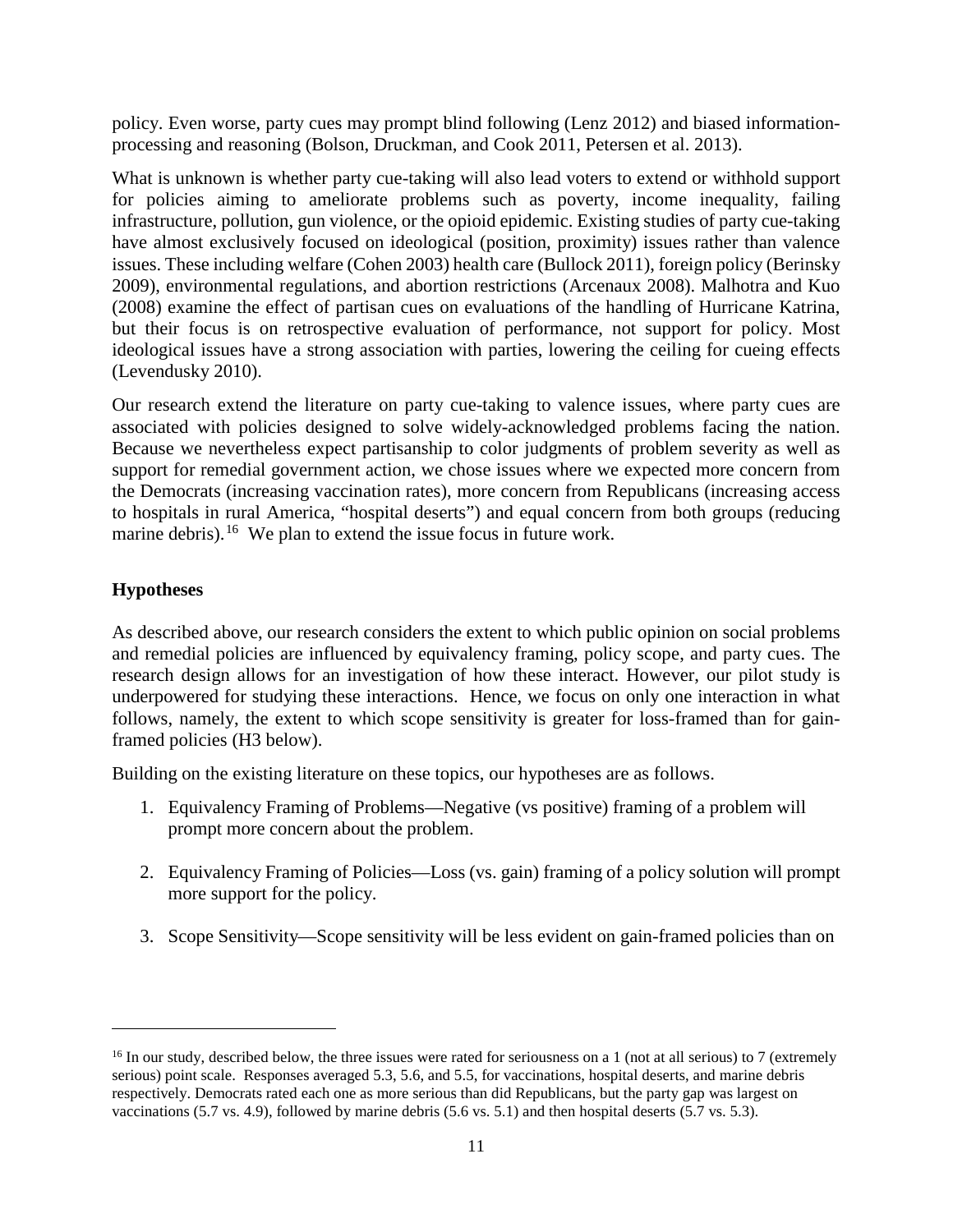policy. Even worse, party cues may prompt blind following (Lenz 2012) and biased information-processing and reasoning (Bolson, Druckman, and Cook 2011, Petersen et al. 2013).

What is unknown is whether party cue-taking will also lead voters to extend or withhold support for policies aiming to ameliorate problems such as poverty, income inequality, failing infrastructure, pollution, gun violence, or the opioid epidemic. Existing studies of party cue-taking have almost exclusively focused on ideological (position, proximity) issues rather than valence issues. These including welfare (Cohen 2003) health care (Bullock 2011), foreign policy (Berinsky 2009), environmental regulations, and abortion restrictions (Arcenaux 2008). Malhotra and Kuo (2008) examine the effect of partisan cues on evaluations of the handling of Hurricane Katrina, but their focus is on retrospective evaluation of performance, not support for policy. Most ideological issues have a strong association with parties, lowering the ceiling for cueing effects (Levendusky 2010).

Our research extend the literature on party cue-taking to valence issues, where party cues are associated with policies designed to solve widely-acknowledged problems facing the nation. Because we nevertheless expect partisanship to color judgments of problem severity as well as support for remedial government action, we chose issues where we expected more concern from the Democrats (increasing vaccination rates), more concern from Republicans (increasing access to hospitals in rural America, "hospital deserts") and equal concern from both groups (reducing marine debris).[16] We plan to extend the issue focus in future work.

**Hypotheses**

As described above, our research considers the extent to which public opinion on social problems and remedial policies are influenced by equivalency framing, policy scope, and party cues. The research design allows for an investigation of how these interact. However, our pilot study is underpowered for studying these interactions. Hence, we focus on only one interaction in what follows, namely, the extent to which scope sensitivity is greater for loss-framed than for gain-framed policies (H3 below).

Building on the existing literature on these topics, our hypotheses are as follows.

1. Equivalency Framing of Problems—Negative (vs positive) framing of a problem will prompt more concern about the problem.

2. Equivalency Framing of Policies—Loss (vs. gain) framing of a policy solution will prompt more support for the policy.

3. Scope Sensitivity—Scope sensitivity will be less evident on gain-framed policies than on

[16] In our study, described below, the three issues were rated for seriousness on a 1 (not at all serious) to 7 (extremely serious) point scale. Responses averaged 5.3, 5.6, and 5.5, for vaccinations, hospital deserts, and marine debris respectively. Democrats rated each one as more serious than did Republicans, but the party gap was largest on vaccinations (5.7 vs. 4.9), followed by marine debris (5.6 vs. 5.1) and then hospital deserts (5.7 vs. 5.3).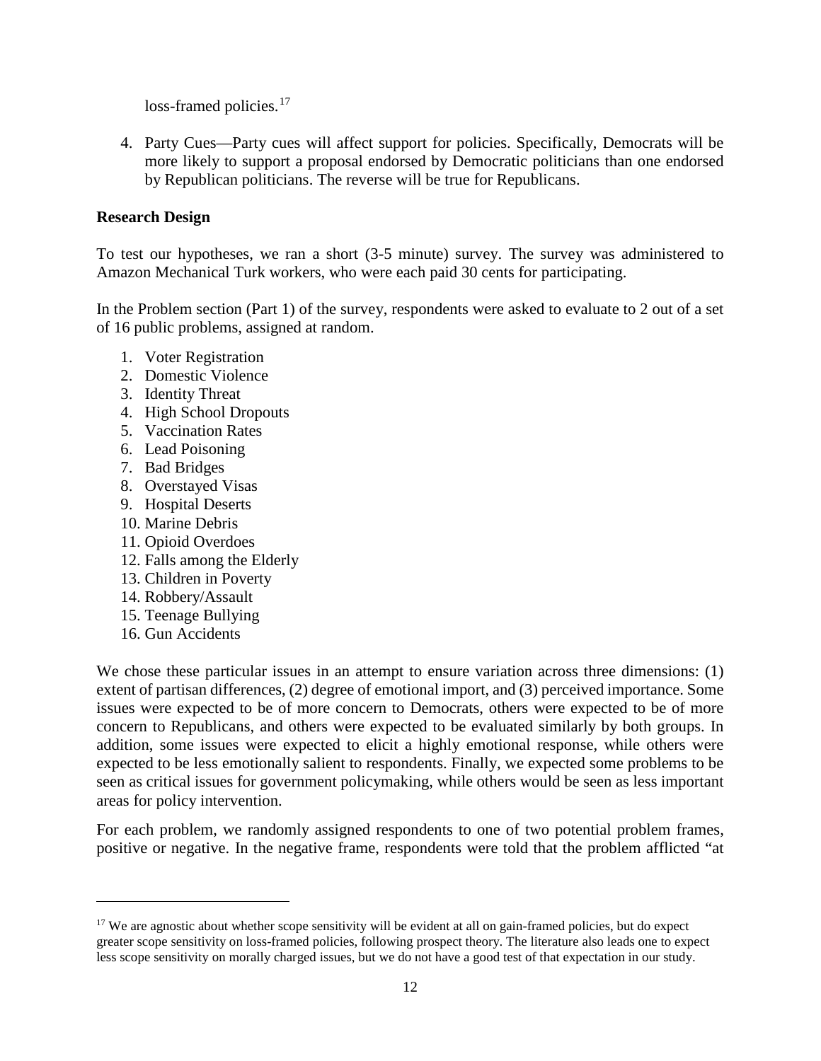loss-framed policies.[17]

4. Party Cues—Party cues will affect support for policies. Specifically, Democrats will be more likely to support a proposal endorsed by Democratic politicians than one endorsed by Republican politicians. The reverse will be true for Republicans.

**Research Design**

To test our hypotheses, we ran a short (3-5 minute) survey. The survey was administered to Amazon Mechanical Turk workers, who were each paid 30 cents for participating.

In the Problem section (Part 1) of the survey, respondents were asked to evaluate to 2 out of a set of 16 public problems, assigned at random.

1. Voter Registration
2. Domestic Violence
3. Identity Threat
4. High School Dropouts
5. Vaccination Rates
6. Lead Poisoning
7. Bad Bridges
8. Overstayed Visas
9. Hospital Deserts
10. Marine Debris
11. Opioid Overdoes
12. Falls among the Elderly
13. Children in Poverty
14. Robbery/Assault
15. Teenage Bullying
16. Gun Accidents

We chose these particular issues in an attempt to ensure variation across three dimensions: (1) extent of partisan differences, (2) degree of emotional import, and (3) perceived importance. Some issues were expected to be of more concern to Democrats, others were expected to be of more concern to Republicans, and others were expected to be evaluated similarly by both groups. In addition, some issues were expected to elicit a highly emotional response, while others were expected to be less emotionally salient to respondents. Finally, we expected some problems to be seen as critical issues for government policymaking, while others would be seen as less important areas for policy intervention.

For each problem, we randomly assigned respondents to one of two potential problem frames, positive or negative. In the negative frame, respondents were told that the problem afflicted "at

[17] We are agnostic about whether scope sensitivity will be evident at all on gain-framed policies, but do expect greater scope sensitivity on loss-framed policies, following prospect theory. The literature also leads one to expect less scope sensitivity on morally charged issues, but we do not have a good test of that expectation in our study.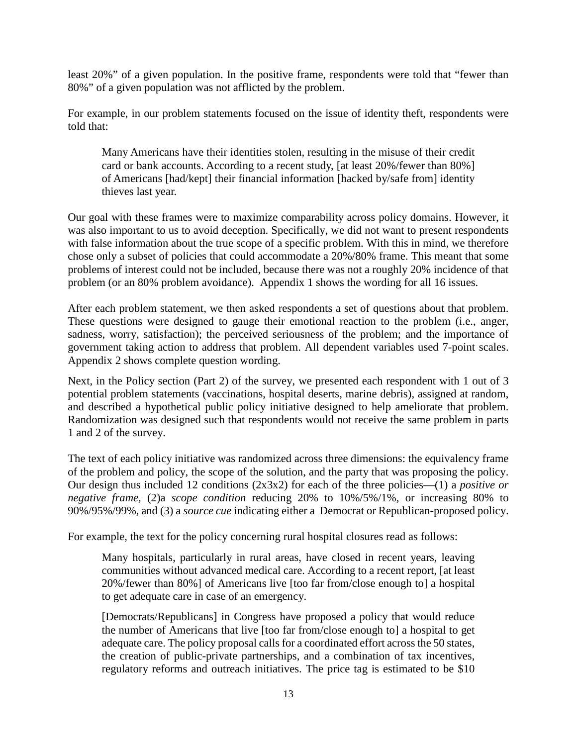least 20%" of a given population. In the positive frame, respondents were told that "fewer than 80%" of a given population was not afflicted by the problem.

For example, in our problem statements focused on the issue of identity theft, respondents were told that:

> Many Americans have their identities stolen, resulting in the misuse of their credit card or bank accounts. According to a recent study, [at least 20%/fewer than 80%] of Americans [had/kept] their financial information [hacked by/safe from] identity thieves last year.

Our goal with these frames were to maximize comparability across policy domains. However, it was also important to us to avoid deception. Specifically, we did not want to present respondents with false information about the true scope of a specific problem. With this in mind, we therefore chose only a subset of policies that could accommodate a 20%/80% frame. This meant that some problems of interest could not be included, because there was not a roughly 20% incidence of that problem (or an 80% problem avoidance). Appendix 1 shows the wording for all 16 issues.

After each problem statement, we then asked respondents a set of questions about that problem. These questions were designed to gauge their emotional reaction to the problem (i.e., anger, sadness, worry, satisfaction); the perceived seriousness of the problem; and the importance of government taking action to address that problem. All dependent variables used 7-point scales. Appendix 2 shows complete question wording.

Next, in the Policy section (Part 2) of the survey, we presented each respondent with 1 out of 3 potential problem statements (vaccinations, hospital deserts, marine debris), assigned at random, and described a hypothetical public policy initiative designed to help ameliorate that problem. Randomization was designed such that respondents would not receive the same problem in parts 1 and 2 of the survey.

The text of each policy initiative was randomized across three dimensions: the equivalency frame of the problem and policy, the scope of the solution, and the party that was proposing the policy. Our design thus included 12 conditions (2x3x2) for each of the three policies—(1) a *positive or negative frame*, (2)a *scope condition* reducing 20% to 10%/5%/1%, or increasing 80% to 90%/95%/99%, and (3) a *source cue* indicating either a Democrat or Republican-proposed policy.

For example, the text for the policy concerning rural hospital closures read as follows:

> Many hospitals, particularly in rural areas, have closed in recent years, leaving communities without advanced medical care. According to a recent report, [at least 20%/fewer than 80%] of Americans live [too far from/close enough to] a hospital to get adequate care in case of an emergency.
>
> [Democrats/Republicans] in Congress have proposed a policy that would reduce the number of Americans that live [too far from/close enough to] a hospital to get adequate care. The policy proposal calls for a coordinated effort across the 50 states, the creation of public-private partnerships, and a combination of tax incentives, regulatory reforms and outreach initiatives. The price tag is estimated to be $10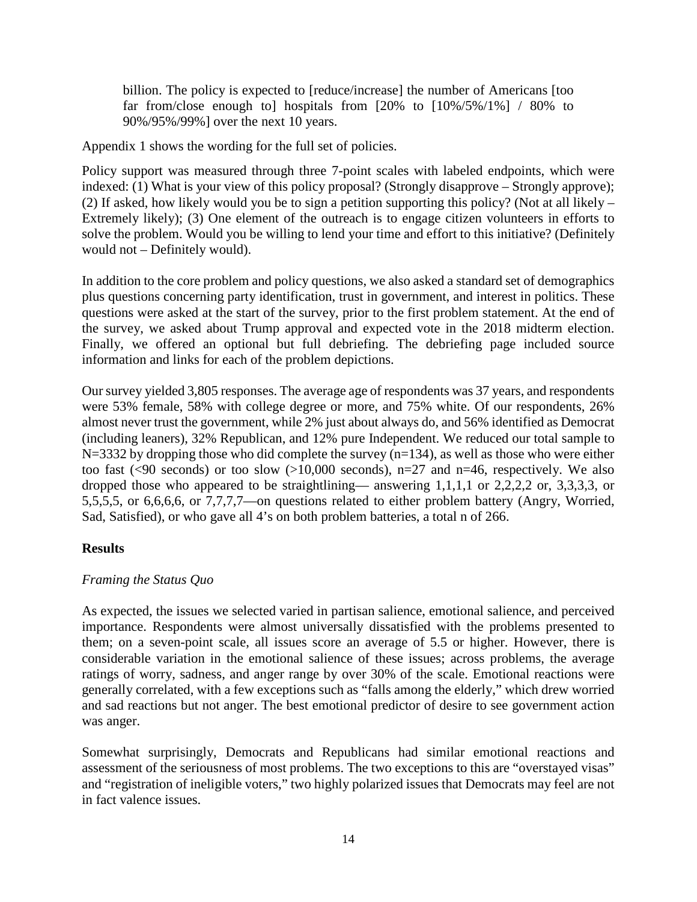billion. The policy is expected to [reduce/increase] the number of Americans [too far from/close enough to] hospitals from [20% to [10%/5%/1%] / 80% to 90%/95%/99%] over the next 10 years.

Appendix 1 shows the wording for the full set of policies.

Policy support was measured through three 7-point scales with labeled endpoints, which were indexed: (1) What is your view of this policy proposal? (Strongly disapprove – Strongly approve); (2) If asked, how likely would you be to sign a petition supporting this policy? (Not at all likely – Extremely likely); (3) One element of the outreach is to engage citizen volunteers in efforts to solve the problem. Would you be willing to lend your time and effort to this initiative? (Definitely would not – Definitely would).

In addition to the core problem and policy questions, we also asked a standard set of demographics plus questions concerning party identification, trust in government, and interest in politics. These questions were asked at the start of the survey, prior to the first problem statement. At the end of the survey, we asked about Trump approval and expected vote in the 2018 midterm election. Finally, we offered an optional but full debriefing. The debriefing page included source information and links for each of the problem depictions.

Our survey yielded 3,805 responses. The average age of respondents was 37 years, and respondents were 53% female, 58% with college degree or more, and 75% white. Of our respondents, 26% almost never trust the government, while 2% just about always do, and 56% identified as Democrat (including leaners), 32% Republican, and 12% pure Independent. We reduced our total sample to N=3332 by dropping those who did complete the survey (n=134), as well as those who were either too fast (<90 seconds) or too slow (>10,000 seconds), n=27 and n=46, respectively. We also dropped those who appeared to be straightlining— answering 1,1,1,1 or 2,2,2,2 or, 3,3,3,3, or 5,5,5,5, or 6,6,6,6, or 7,7,7,7—on questions related to either problem battery (Angry, Worried, Sad, Satisfied), or who gave all 4's on both problem batteries, a total n of 266.

## Results

### *Framing the Status Quo*

As expected, the issues we selected varied in partisan salience, emotional salience, and perceived importance. Respondents were almost universally dissatisfied with the problems presented to them; on a seven-point scale, all issues score an average of 5.5 or higher. However, there is considerable variation in the emotional salience of these issues; across problems, the average ratings of worry, sadness, and anger range by over 30% of the scale. Emotional reactions were generally correlated, with a few exceptions such as "falls among the elderly," which drew worried and sad reactions but not anger. The best emotional predictor of desire to see government action was anger.

Somewhat surprisingly, Democrats and Republicans had similar emotional reactions and assessment of the seriousness of most problems. The two exceptions to this are "overstayed visas" and "registration of ineligible voters," two highly polarized issues that Democrats may feel are not in fact valence issues.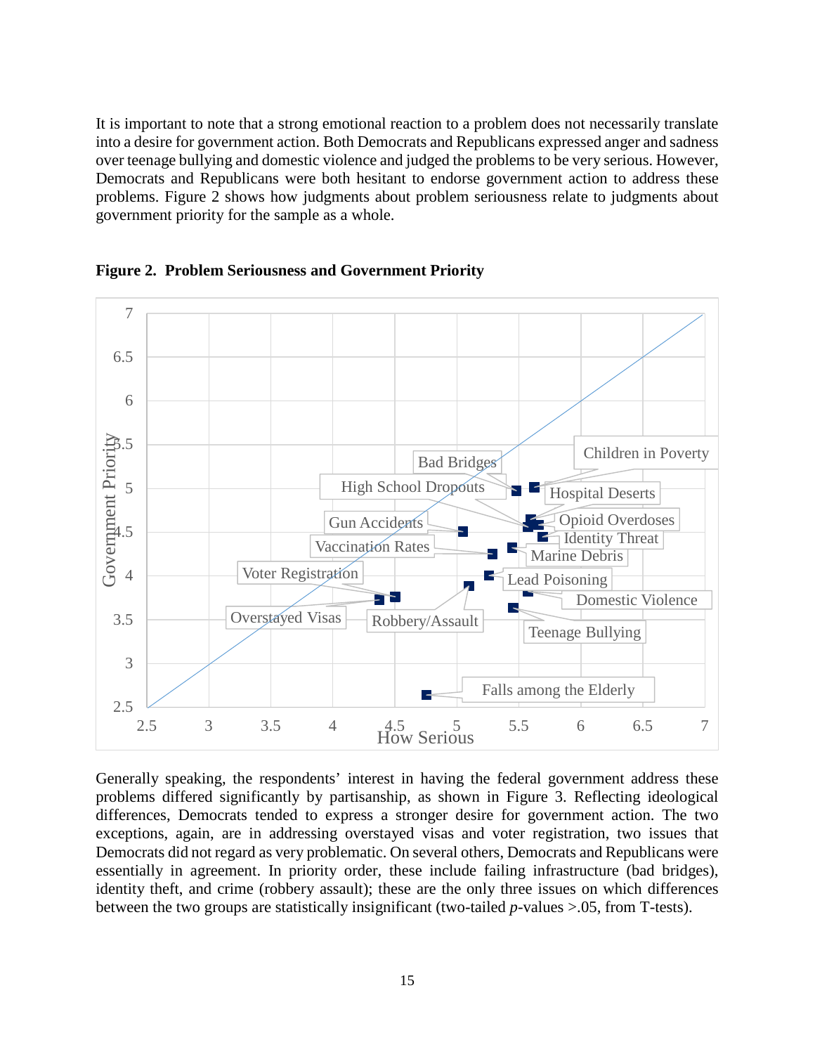It is important to note that a strong emotional reaction to a problem does not necessarily translate into a desire for government action. Both Democrats and Republicans expressed anger and sadness over teenage bullying and domestic violence and judged the problems to be very serious. However, Democrats and Republicans were both hesitant to endorse government action to address these problems. Figure 2 shows how judgments about problem seriousness relate to judgments about government priority for the sample as a whole.

**Figure 2. Problem Seriousness and Government Priority**

Generally speaking, the respondents' interest in having the federal government address these problems differed significantly by partisanship, as shown in Figure 3. Reflecting ideological differences, Democrats tended to express a stronger desire for government action. The two exceptions, again, are in addressing overstayed visas and voter registration, two issues that Democrats did not regard as very problematic. On several others, Democrats and Republicans were essentially in agreement. In priority order, these include failing infrastructure (bad bridges), identity theft, and crime (robbery assault); these are the only three issues on which differences between the two groups are statistically insignificant (two-tailed *p*-values >.05, from T-tests).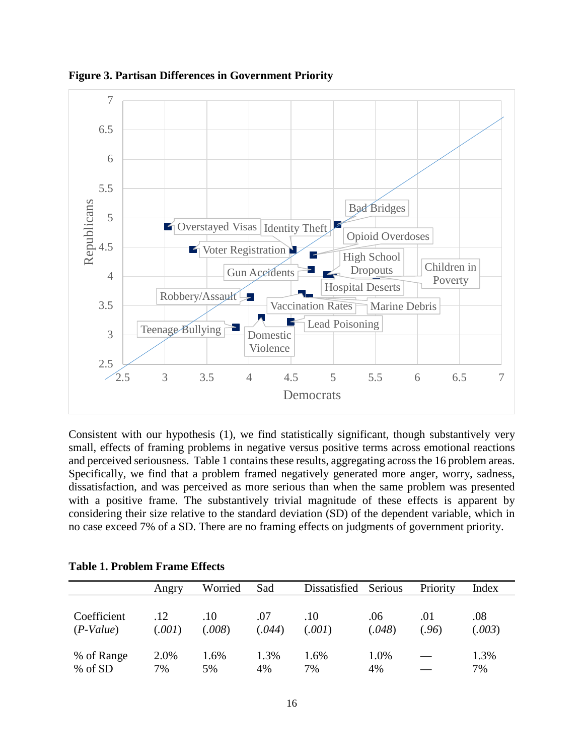**Figure 3. Partisan Differences in Government Priority**

Consistent with our hypothesis (1), we find statistically significant, though substantively very small, effects of framing problems in negative versus positive terms across emotional reactions and perceived seriousness. Table 1 contains these results, aggregating across the 16 problem areas. Specifically, we find that a problem framed negatively generated more anger, worry, sadness, dissatisfaction, and was perceived as more serious than when the same problem was presented with a positive frame. The substantively trivial magnitude of these effects is apparent by considering their size relative to the standard deviation (SD) of the dependent variable, which in no case exceed 7% of a SD. There are no framing effects on judgments of government priority.

**Table 1. Problem Frame Effects**

| | Angry | Worried | Sad | Dissatisfied | Serious | Priority | Index |
|---|---|---|---|---|---|---|---|
| Coefficient | .12 | .10 | .07 | .10 | .06 | .01 | .08 |
| (*P-Value*) | (*.001*) | (*.008*) | (*.044*) | (*.001*) | (*.048*) | (*.96*) | (*.003*) |
| % of Range | 2.0% | 1.6% | 1.3% | 1.6% | 1.0% | — | 1.3% |
| % of SD | 7% | 5% | 4% | 7% | 4% | — | 7% |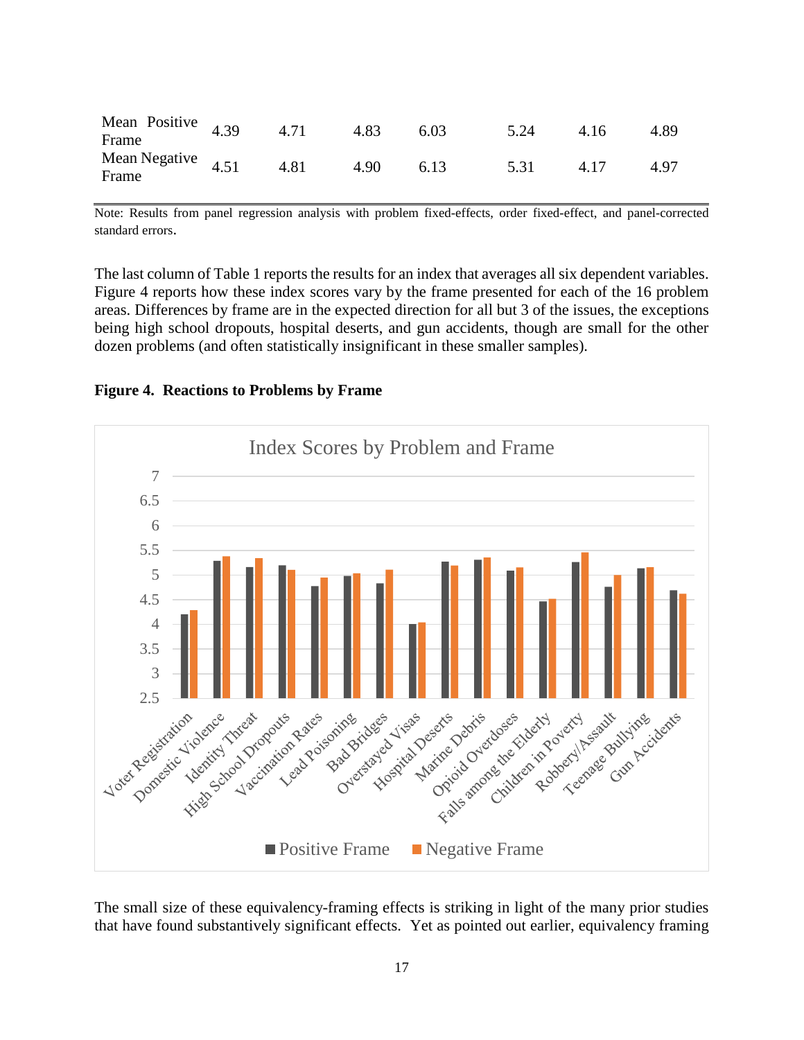| | | | | | | | |
|---|---|---|---|---|---|---|---|
| Mean Positive Frame | 4.39 | 4.71 | 4.83 | 6.03 | 5.24 | 4.16 | 4.89 |
| Mean Negative Frame | 4.51 | 4.81 | 4.90 | 6.13 | 5.31 | 4.17 | 4.97 |

Note: Results from panel regression analysis with problem fixed-effects, order fixed-effect, and panel-corrected standard errors.

The last column of Table 1 reports the results for an index that averages all six dependent variables. Figure 4 reports how these index scores vary by the frame presented for each of the 16 problem areas. Differences by frame are in the expected direction for all but 3 of the issues, the exceptions being high school dropouts, hospital deserts, and gun accidents, though are small for the other dozen problems (and often statistically insignificant in these smaller samples).

**Figure 4. Reactions to Problems by Frame**

The small size of these equivalency-framing effects is striking in light of the many prior studies that have found substantively significant effects. Yet as pointed out earlier, equivalency framing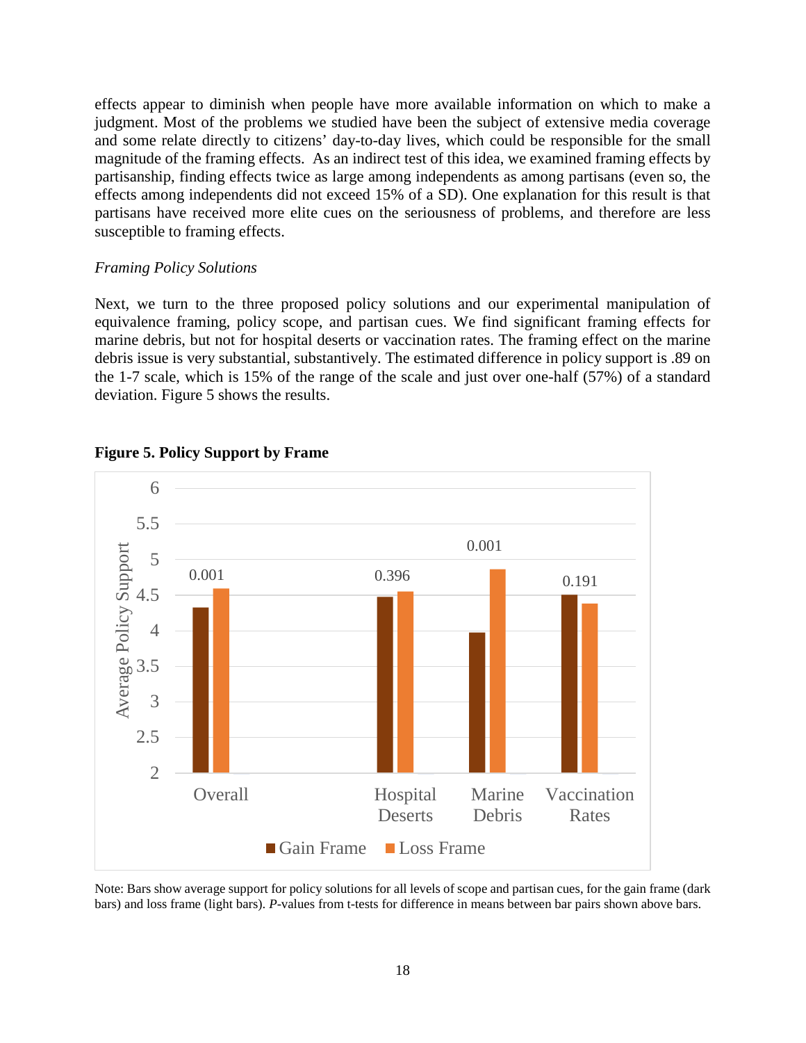effects appear to diminish when people have more available information on which to make a judgment. Most of the problems we studied have been the subject of extensive media coverage and some relate directly to citizens' day-to-day lives, which could be responsible for the small magnitude of the framing effects. As an indirect test of this idea, we examined framing effects by partisanship, finding effects twice as large among independents as among partisans (even so, the effects among independents did not exceed 15% of a SD). One explanation for this result is that partisans have received more elite cues on the seriousness of problems, and therefore are less susceptible to framing effects.

*Framing Policy Solutions*

Next, we turn to the three proposed policy solutions and our experimental manipulation of equivalence framing, policy scope, and partisan cues. We find significant framing effects for marine debris, but not for hospital deserts or vaccination rates. The framing effect on the marine debris issue is very substantial, substantively. The estimated difference in policy support is .89 on the 1-7 scale, which is 15% of the range of the scale and just over one-half (57%) of a standard deviation. Figure 5 shows the results.

**Figure 5. Policy Support by Frame**

Note: Bars show average support for policy solutions for all levels of scope and partisan cues, for the gain frame (dark bars) and loss frame (light bars). *P*-values from t-tests for difference in means between bar pairs shown above bars.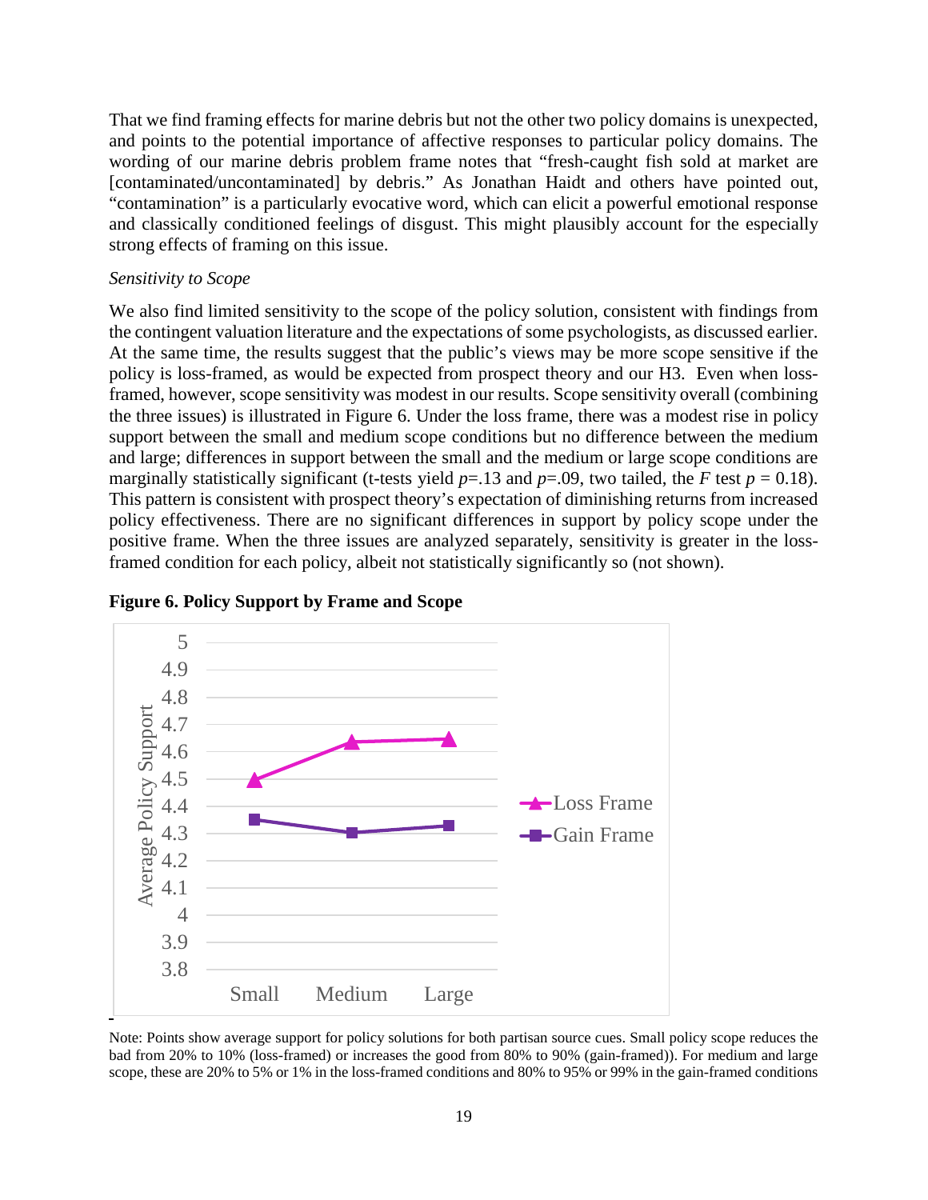That we find framing effects for marine debris but not the other two policy domains is unexpected, and points to the potential importance of affective responses to particular policy domains. The wording of our marine debris problem frame notes that "fresh-caught fish sold at market are [contaminated/uncontaminated] by debris." As Jonathan Haidt and others have pointed out, "contamination" is a particularly evocative word, which can elicit a powerful emotional response and classically conditioned feelings of disgust. This might plausibly account for the especially strong effects of framing on this issue.

*Sensitivity to Scope*

We also find limited sensitivity to the scope of the policy solution, consistent with findings from the contingent valuation literature and the expectations of some psychologists, as discussed earlier. At the same time, the results suggest that the public's views may be more scope sensitive if the policy is loss-framed, as would be expected from prospect theory and our H3. Even when loss-framed, however, scope sensitivity was modest in our results. Scope sensitivity overall (combining the three issues) is illustrated in Figure 6. Under the loss frame, there was a modest rise in policy support between the small and medium scope conditions but no difference between the medium and large; differences in support between the small and the medium or large scope conditions are marginally statistically significant (t-tests yield $p$=.13 and $p$=.09, two tailed, the $F$ test $p = 0.18$). This pattern is consistent with prospect theory's expectation of diminishing returns from increased policy effectiveness. There are no significant differences in support by policy scope under the positive frame. When the three issues are analyzed separately, sensitivity is greater in the loss-framed condition for each policy, albeit not statistically significantly so (not shown).

**Figure 6. Policy Support by Frame and Scope**

| | Small | Medium | Large |
|---|---|---|---|
| Loss Frame | 4.50 | 4.64 | 4.65 |
| Gain Frame | 4.35 | 4.30 | 4.33 |

Note: Points show average support for policy solutions for both partisan source cues. Small policy scope reduces the bad from 20% to 10% (loss-framed) or increases the good from 80% to 90% (gain-framed)). For medium and large scope, these are 20% to 5% or 1% in the loss-framed conditions and 80% to 95% or 99% in the gain-framed conditions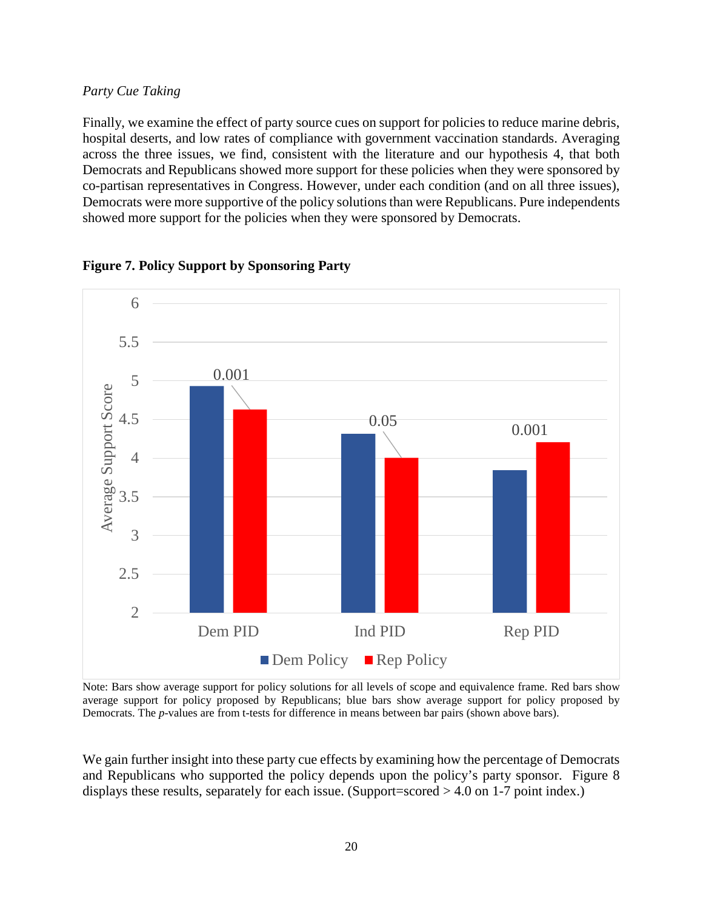*Party Cue Taking*

Finally, we examine the effect of party source cues on support for policies to reduce marine debris, hospital deserts, and low rates of compliance with government vaccination standards. Averaging across the three issues, we find, consistent with the literature and our hypothesis 4, that both Democrats and Republicans showed more support for these policies when they were sponsored by co-partisan representatives in Congress. However, under each condition (and on all three issues), Democrats were more supportive of the policy solutions than were Republicans. Pure independents showed more support for the policies when they were sponsored by Democrats.

**Figure 7. Policy Support by Sponsoring Party**

Note: Bars show average support for policy solutions for all levels of scope and equivalence frame. Red bars show average support for policy proposed by Republicans; blue bars show average support for policy proposed by Democrats. The *p*-values are from t-tests for difference in means between bar pairs (shown above bars).

We gain further insight into these party cue effects by examining how the percentage of Democrats and Republicans who supported the policy depends upon the policy's party sponsor. Figure 8 displays these results, separately for each issue. (Support=scored > 4.0 on 1-7 point index.)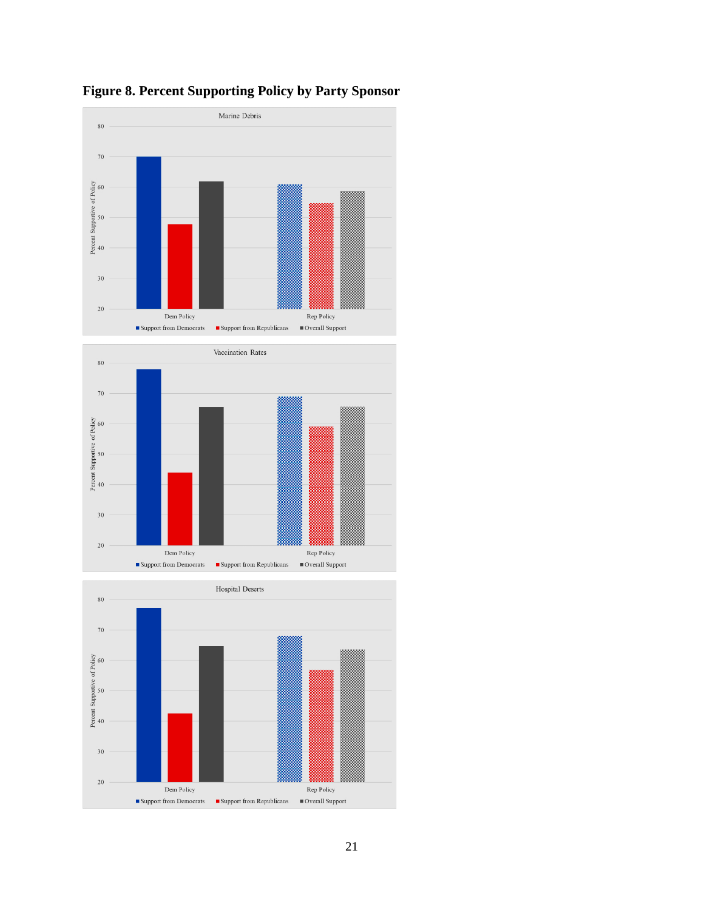**Figure 8. Percent Supporting Policy by Party Sponsor**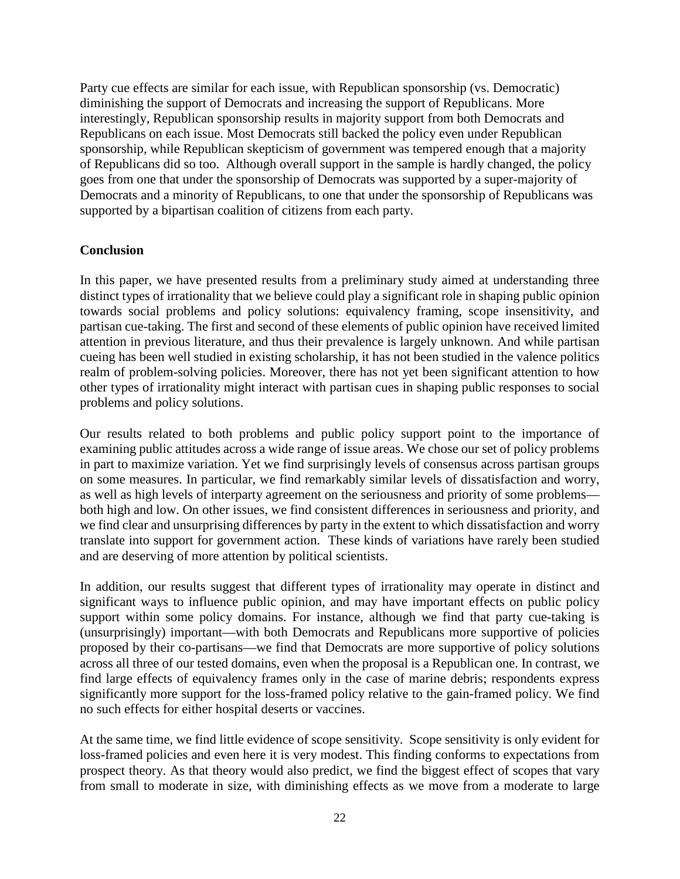Party cue effects are similar for each issue, with Republican sponsorship (vs. Democratic) diminishing the support of Democrats and increasing the support of Republicans. More interestingly, Republican sponsorship results in majority support from both Democrats and Republicans on each issue. Most Democrats still backed the policy even under Republican sponsorship, while Republican skepticism of government was tempered enough that a majority of Republicans did so too. Although overall support in the sample is hardly changed, the policy goes from one that under the sponsorship of Democrats was supported by a super-majority of Democrats and a minority of Republicans, to one that under the sponsorship of Republicans was supported by a bipartisan coalition of citizens from each party.

**Conclusion**

In this paper, we have presented results from a preliminary study aimed at understanding three distinct types of irrationality that we believe could play a significant role in shaping public opinion towards social problems and policy solutions: equivalency framing, scope insensitivity, and partisan cue-taking. The first and second of these elements of public opinion have received limited attention in previous literature, and thus their prevalence is largely unknown. And while partisan cueing has been well studied in existing scholarship, it has not been studied in the valence politics realm of problem-solving policies. Moreover, there has not yet been significant attention to how other types of irrationality might interact with partisan cues in shaping public responses to social problems and policy solutions.

Our results related to both problems and public policy support point to the importance of examining public attitudes across a wide range of issue areas. We chose our set of policy problems in part to maximize variation. Yet we find surprisingly levels of consensus across partisan groups on some measures. In particular, we find remarkably similar levels of dissatisfaction and worry, as well as high levels of interparty agreement on the seriousness and priority of some problems—both high and low. On other issues, we find consistent differences in seriousness and priority, and we find clear and unsurprising differences by party in the extent to which dissatisfaction and worry translate into support for government action. These kinds of variations have rarely been studied and are deserving of more attention by political scientists.

In addition, our results suggest that different types of irrationality may operate in distinct and significant ways to influence public opinion, and may have important effects on public policy support within some policy domains. For instance, although we find that party cue-taking is (unsurprisingly) important—with both Democrats and Republicans more supportive of policies proposed by their co-partisans—we find that Democrats are more supportive of policy solutions across all three of our tested domains, even when the proposal is a Republican one. In contrast, we find large effects of equivalency frames only in the case of marine debris; respondents express significantly more support for the loss-framed policy relative to the gain-framed policy. We find no such effects for either hospital deserts or vaccines.

At the same time, we find little evidence of scope sensitivity. Scope sensitivity is only evident for loss-framed policies and even here it is very modest. This finding conforms to expectations from prospect theory. As that theory would also predict, we find the biggest effect of scopes that vary from small to moderate in size, with diminishing effects as we move from a moderate to large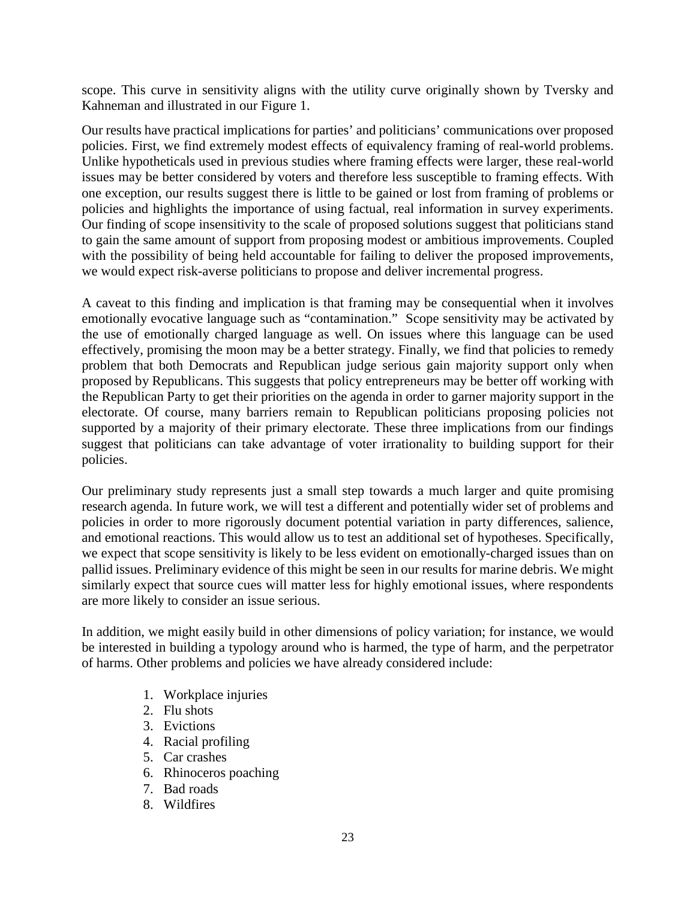scope. This curve in sensitivity aligns with the utility curve originally shown by Tversky and Kahneman and illustrated in our Figure 1.

Our results have practical implications for parties' and politicians' communications over proposed policies. First, we find extremely modest effects of equivalency framing of real-world problems. Unlike hypotheticals used in previous studies where framing effects were larger, these real-world issues may be better considered by voters and therefore less susceptible to framing effects. With one exception, our results suggest there is little to be gained or lost from framing of problems or policies and highlights the importance of using factual, real information in survey experiments. Our finding of scope insensitivity to the scale of proposed solutions suggest that politicians stand to gain the same amount of support from proposing modest or ambitious improvements. Coupled with the possibility of being held accountable for failing to deliver the proposed improvements, we would expect risk-averse politicians to propose and deliver incremental progress.

A caveat to this finding and implication is that framing may be consequential when it involves emotionally evocative language such as "contamination." Scope sensitivity may be activated by the use of emotionally charged language as well. On issues where this language can be used effectively, promising the moon may be a better strategy. Finally, we find that policies to remedy problem that both Democrats and Republican judge serious gain majority support only when proposed by Republicans. This suggests that policy entrepreneurs may be better off working with the Republican Party to get their priorities on the agenda in order to garner majority support in the electorate. Of course, many barriers remain to Republican politicians proposing policies not supported by a majority of their primary electorate. These three implications from our findings suggest that politicians can take advantage of voter irrationality to building support for their policies.

Our preliminary study represents just a small step towards a much larger and quite promising research agenda. In future work, we will test a different and potentially wider set of problems and policies in order to more rigorously document potential variation in party differences, salience, and emotional reactions. This would allow us to test an additional set of hypotheses. Specifically, we expect that scope sensitivity is likely to be less evident on emotionally-charged issues than on pallid issues. Preliminary evidence of this might be seen in our results for marine debris. We might similarly expect that source cues will matter less for highly emotional issues, where respondents are more likely to consider an issue serious.

In addition, we might easily build in other dimensions of policy variation; for instance, we would be interested in building a typology around who is harmed, the type of harm, and the perpetrator of harms. Other problems and policies we have already considered include:

1. Workplace injuries
2. Flu shots
3. Evictions
4. Racial profiling
5. Car crashes
6. Rhinoceros poaching
7. Bad roads
8. Wildfires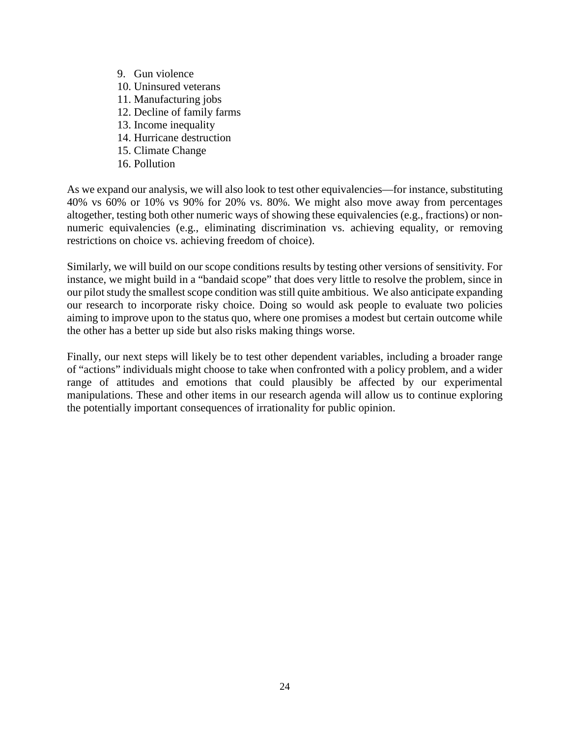9. Gun violence
10. Uninsured veterans
11. Manufacturing jobs
12. Decline of family farms
13. Income inequality
14. Hurricane destruction
15. Climate Change
16. Pollution

As we expand our analysis, we will also look to test other equivalencies—for instance, substituting 40% vs 60% or 10% vs 90% for 20% vs. 80%. We might also move away from percentages altogether, testing both other numeric ways of showing these equivalencies (e.g., fractions) or non-numeric equivalencies (e.g., eliminating discrimination vs. achieving equality, or removing restrictions on choice vs. achieving freedom of choice).

Similarly, we will build on our scope conditions results by testing other versions of sensitivity. For instance, we might build in a "bandaid scope" that does very little to resolve the problem, since in our pilot study the smallest scope condition was still quite ambitious. We also anticipate expanding our research to incorporate risky choice. Doing so would ask people to evaluate two policies aiming to improve upon to the status quo, where one promises a modest but certain outcome while the other has a better up side but also risks making things worse.

Finally, our next steps will likely be to test other dependent variables, including a broader range of "actions" individuals might choose to take when confronted with a policy problem, and a wider range of attitudes and emotions that could plausibly be affected by our experimental manipulations. These and other items in our research agenda will allow us to continue exploring the potentially important consequences of irrationality for public opinion.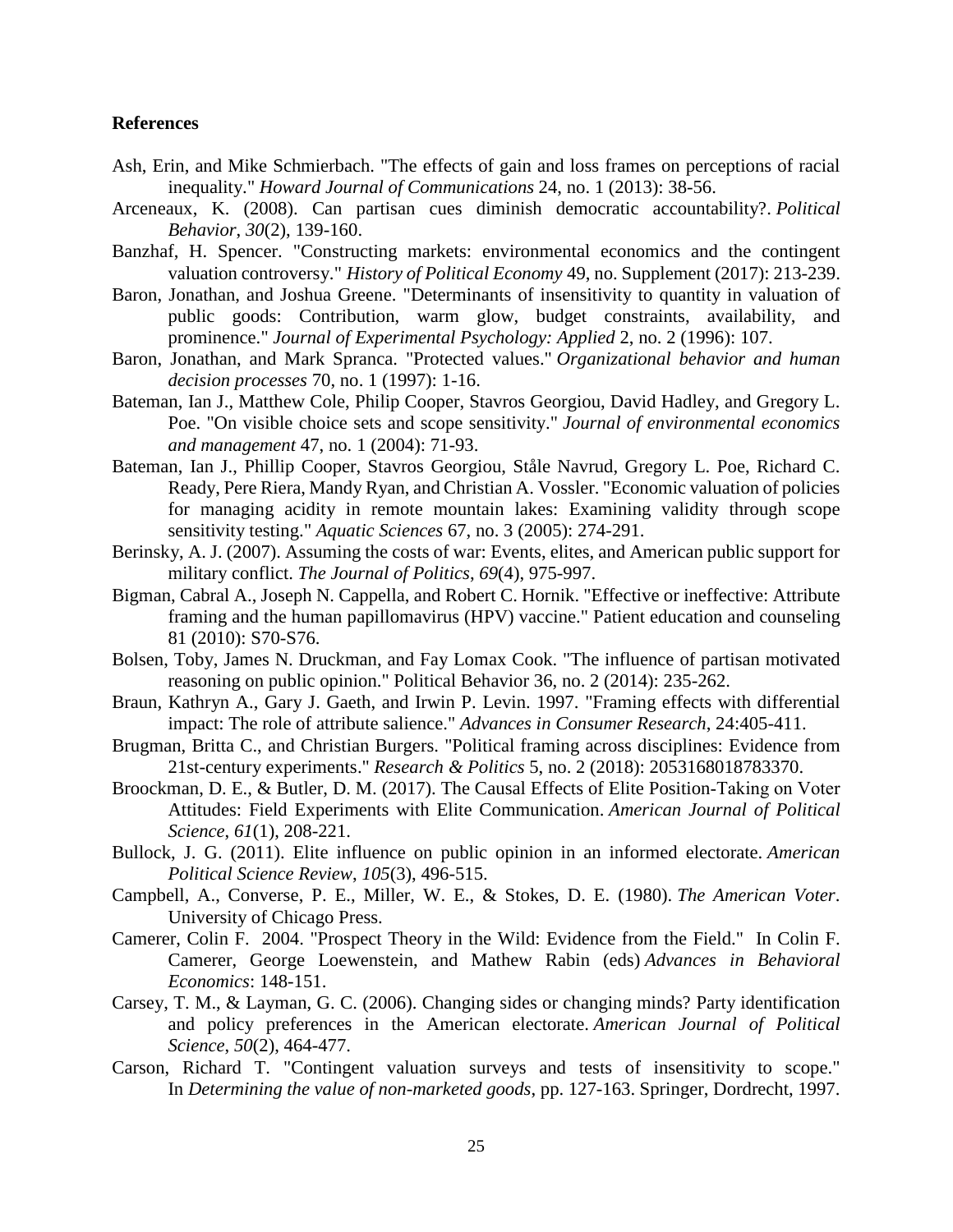**References**

Ash, Erin, and Mike Schmierbach. "The effects of gain and loss frames on perceptions of racial inequality." *Howard Journal of Communications* 24, no. 1 (2013): 38-56.

Arceneaux, K. (2008). Can partisan cues diminish democratic accountability?. *Political Behavior*, *30*(2), 139-160.

Banzhaf, H. Spencer. "Constructing markets: environmental economics and the contingent valuation controversy." *History of Political Economy* 49, no. Supplement (2017): 213-239.

Baron, Jonathan, and Joshua Greene. "Determinants of insensitivity to quantity in valuation of public goods: Contribution, warm glow, budget constraints, availability, and prominence." *Journal of Experimental Psychology: Applied* 2, no. 2 (1996): 107.

Baron, Jonathan, and Mark Spranca. "Protected values." *Organizational behavior and human decision processes* 70, no. 1 (1997): 1-16.

Bateman, Ian J., Matthew Cole, Philip Cooper, Stavros Georgiou, David Hadley, and Gregory L. Poe. "On visible choice sets and scope sensitivity." *Journal of environmental economics and management* 47, no. 1 (2004): 71-93.

Bateman, Ian J., Phillip Cooper, Stavros Georgiou, Ståle Navrud, Gregory L. Poe, Richard C. Ready, Pere Riera, Mandy Ryan, and Christian A. Vossler. "Economic valuation of policies for managing acidity in remote mountain lakes: Examining validity through scope sensitivity testing." *Aquatic Sciences* 67, no. 3 (2005): 274-291.

Berinsky, A. J. (2007). Assuming the costs of war: Events, elites, and American public support for military conflict. *The Journal of Politics*, *69*(4), 975-997.

Bigman, Cabral A., Joseph N. Cappella, and Robert C. Hornik. "Effective or ineffective: Attribute framing and the human papillomavirus (HPV) vaccine." Patient education and counseling 81 (2010): S70-S76.

Bolsen, Toby, James N. Druckman, and Fay Lomax Cook. "The influence of partisan motivated reasoning on public opinion." Political Behavior 36, no. 2 (2014): 235-262.

Braun, Kathryn A., Gary J. Gaeth, and Irwin P. Levin. 1997. "Framing effects with differential impact: The role of attribute salience." *Advances in Consumer Research*, 24:405-411.

Brugman, Britta C., and Christian Burgers. "Political framing across disciplines: Evidence from 21st-century experiments." *Research & Politics* 5, no. 2 (2018): 2053168018783370.

Broockman, D. E., & Butler, D. M. (2017). The Causal Effects of Elite Position-Taking on Voter Attitudes: Field Experiments with Elite Communication. *American Journal of Political Science*, *61*(1), 208-221.

Bullock, J. G. (2011). Elite influence on public opinion in an informed electorate. *American Political Science Review*, *105*(3), 496-515.

Campbell, A., Converse, P. E., Miller, W. E., & Stokes, D. E. (1980). *The American Voter*. University of Chicago Press.

Camerer, Colin F. 2004. "Prospect Theory in the Wild: Evidence from the Field." In Colin F. Camerer, George Loewenstein, and Mathew Rabin (eds) *Advances in Behavioral Economics*: 148-151.

Carsey, T. M., & Layman, G. C. (2006). Changing sides or changing minds? Party identification and policy preferences in the American electorate. *American Journal of Political Science*, *50*(2), 464-477.

Carson, Richard T. "Contingent valuation surveys and tests of insensitivity to scope." In *Determining the value of non-marketed goods*, pp. 127-163. Springer, Dordrecht, 1997.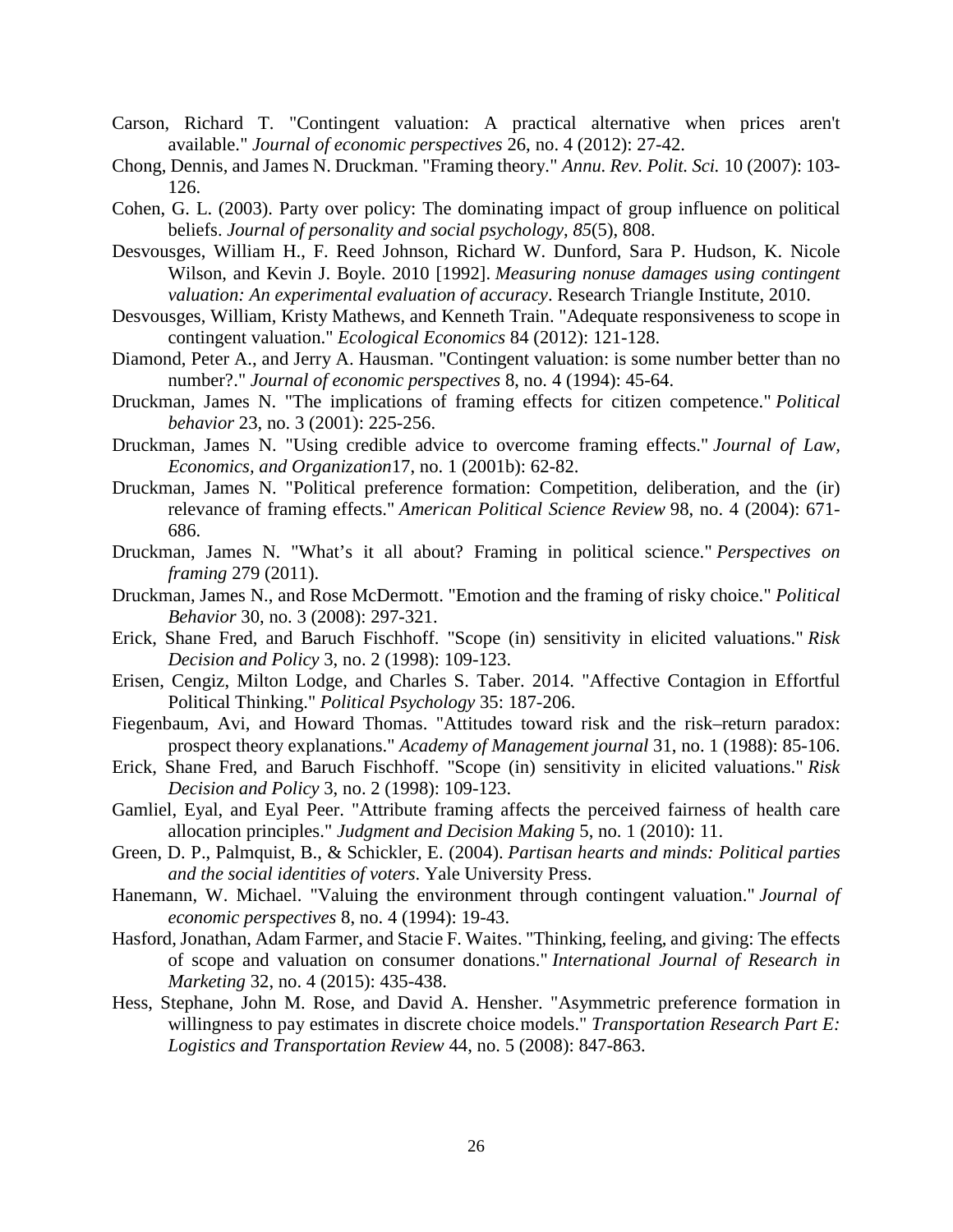Carson, Richard T. "Contingent valuation: A practical alternative when prices aren't available." *Journal of economic perspectives* 26, no. 4 (2012): 27-42.

Chong, Dennis, and James N. Druckman. "Framing theory." *Annu. Rev. Polit. Sci.* 10 (2007): 103-126.

Cohen, G. L. (2003). Party over policy: The dominating impact of group influence on political beliefs. *Journal of personality and social psychology*, *85*(5), 808.

Desvousges, William H., F. Reed Johnson, Richard W. Dunford, Sara P. Hudson, K. Nicole Wilson, and Kevin J. Boyle. 2010 [1992]. *Measuring nonuse damages using contingent valuation: An experimental evaluation of accuracy*. Research Triangle Institute, 2010.

Desvousges, William, Kristy Mathews, and Kenneth Train. "Adequate responsiveness to scope in contingent valuation." *Ecological Economics* 84 (2012): 121-128.

Diamond, Peter A., and Jerry A. Hausman. "Contingent valuation: is some number better than no number?." *Journal of economic perspectives* 8, no. 4 (1994): 45-64.

Druckman, James N. "The implications of framing effects for citizen competence." *Political behavior* 23, no. 3 (2001): 225-256.

Druckman, James N. "Using credible advice to overcome framing effects." *Journal of Law, Economics, and Organization*17, no. 1 (2001b): 62-82.

Druckman, James N. "Political preference formation: Competition, deliberation, and the (ir) relevance of framing effects." *American Political Science Review* 98, no. 4 (2004): 671-686.

Druckman, James N. "What's it all about? Framing in political science." *Perspectives on framing* 279 (2011).

Druckman, James N., and Rose McDermott. "Emotion and the framing of risky choice." *Political Behavior* 30, no. 3 (2008): 297-321.

Erick, Shane Fred, and Baruch Fischhoff. "Scope (in) sensitivity in elicited valuations." *Risk Decision and Policy* 3, no. 2 (1998): 109-123.

Erisen, Cengiz, Milton Lodge, and Charles S. Taber. 2014. "Affective Contagion in Effortful Political Thinking." *Political Psychology* 35: 187-206.

Fiegenbaum, Avi, and Howard Thomas. "Attitudes toward risk and the risk–return paradox: prospect theory explanations." *Academy of Management journal* 31, no. 1 (1988): 85-106.

Erick, Shane Fred, and Baruch Fischhoff. "Scope (in) sensitivity in elicited valuations." *Risk Decision and Policy* 3, no. 2 (1998): 109-123.

Gamliel, Eyal, and Eyal Peer. "Attribute framing affects the perceived fairness of health care allocation principles." *Judgment and Decision Making* 5, no. 1 (2010): 11.

Green, D. P., Palmquist, B., & Schickler, E. (2004). *Partisan hearts and minds: Political parties and the social identities of voters*. Yale University Press.

Hanemann, W. Michael. "Valuing the environment through contingent valuation." *Journal of economic perspectives* 8, no. 4 (1994): 19-43.

Hasford, Jonathan, Adam Farmer, and Stacie F. Waites. "Thinking, feeling, and giving: The effects of scope and valuation on consumer donations." *International Journal of Research in Marketing* 32, no. 4 (2015): 435-438.

Hess, Stephane, John M. Rose, and David A. Hensher. "Asymmetric preference formation in willingness to pay estimates in discrete choice models." *Transportation Research Part E: Logistics and Transportation Review* 44, no. 5 (2008): 847-863.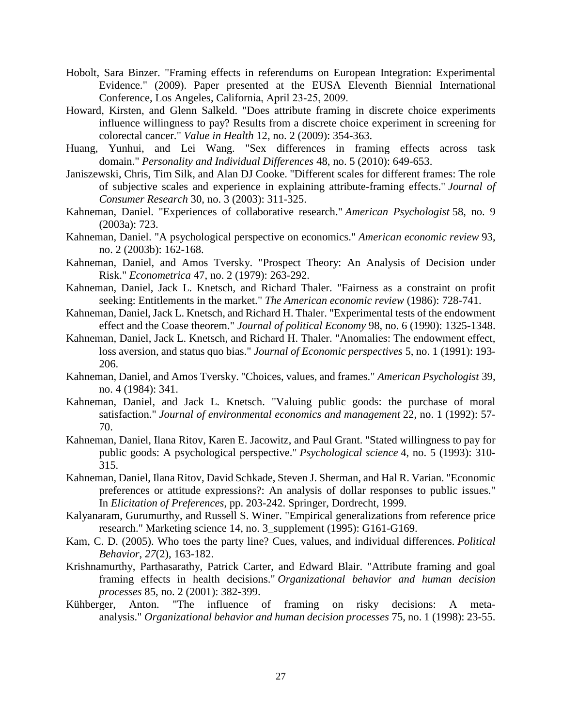Hobolt, Sara Binzer. "Framing effects in referendums on European Integration: Experimental Evidence." (2009). Paper presented at the EUSA Eleventh Biennial International Conference, Los Angeles, California, April 23-25, 2009.

Howard, Kirsten, and Glenn Salkeld. "Does attribute framing in discrete choice experiments influence willingness to pay? Results from a discrete choice experiment in screening for colorectal cancer." *Value in Health* 12, no. 2 (2009): 354-363.

Huang, Yunhui, and Lei Wang. "Sex differences in framing effects across task domain." *Personality and Individual Differences* 48, no. 5 (2010): 649-653.

Janiszewski, Chris, Tim Silk, and Alan DJ Cooke. "Different scales for different frames: The role of subjective scales and experience in explaining attribute-framing effects." *Journal of Consumer Research* 30, no. 3 (2003): 311-325.

Kahneman, Daniel. "Experiences of collaborative research." *American Psychologist* 58, no. 9 (2003a): 723.

Kahneman, Daniel. "A psychological perspective on economics." *American economic review* 93, no. 2 (2003b): 162-168.

Kahneman, Daniel, and Amos Tversky. "Prospect Theory: An Analysis of Decision under Risk." *Econometrica* 47, no. 2 (1979): 263-292.

Kahneman, Daniel, Jack L. Knetsch, and Richard Thaler. "Fairness as a constraint on profit seeking: Entitlements in the market." *The American economic review* (1986): 728-741.

Kahneman, Daniel, Jack L. Knetsch, and Richard H. Thaler. "Experimental tests of the endowment effect and the Coase theorem." *Journal of political Economy* 98, no. 6 (1990): 1325-1348.

Kahneman, Daniel, Jack L. Knetsch, and Richard H. Thaler. "Anomalies: The endowment effect, loss aversion, and status quo bias." *Journal of Economic perspectives* 5, no. 1 (1991): 193-206.

Kahneman, Daniel, and Amos Tversky. "Choices, values, and frames." *American Psychologist* 39, no. 4 (1984): 341.

Kahneman, Daniel, and Jack L. Knetsch. "Valuing public goods: the purchase of moral satisfaction." *Journal of environmental economics and management* 22, no. 1 (1992): 57-70.

Kahneman, Daniel, Ilana Ritov, Karen E. Jacowitz, and Paul Grant. "Stated willingness to pay for public goods: A psychological perspective." *Psychological science* 4, no. 5 (1993): 310-315.

Kahneman, Daniel, Ilana Ritov, David Schkade, Steven J. Sherman, and Hal R. Varian. "Economic preferences or attitude expressions?: An analysis of dollar responses to public issues." In *Elicitation of Preferences*, pp. 203-242. Springer, Dordrecht, 1999.

Kalyanaram, Gurumurthy, and Russell S. Winer. "Empirical generalizations from reference price research." Marketing science 14, no. 3_supplement (1995): G161-G169.

Kam, C. D. (2005). Who toes the party line? Cues, values, and individual differences. *Political Behavior*, *27*(2), 163-182.

Krishnamurthy, Parthasarathy, Patrick Carter, and Edward Blair. "Attribute framing and goal framing effects in health decisions." *Organizational behavior and human decision processes* 85, no. 2 (2001): 382-399.

Kühberger, Anton. "The influence of framing on risky decisions: A meta-analysis." *Organizational behavior and human decision processes* 75, no. 1 (1998): 23-55.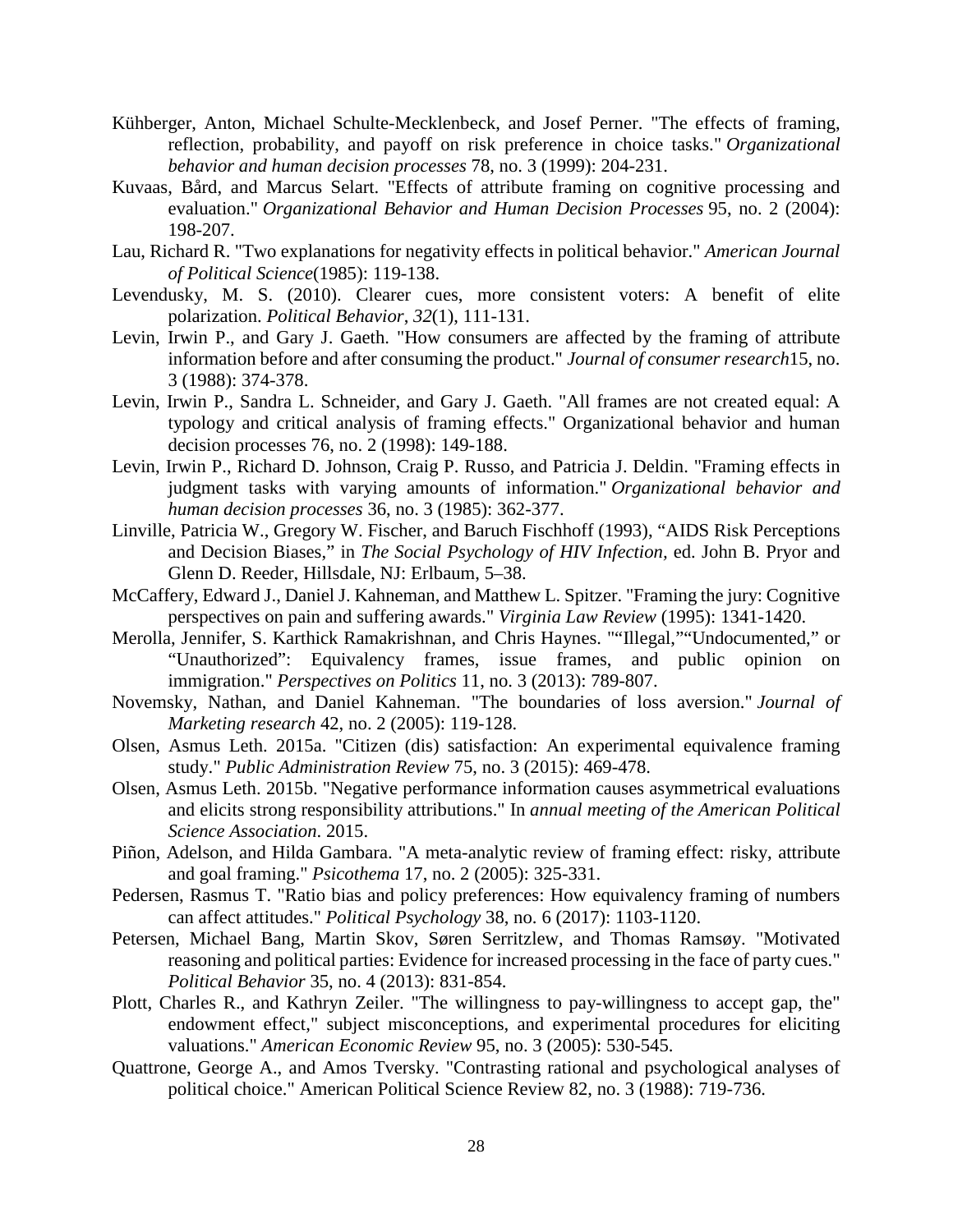Kühberger, Anton, Michael Schulte-Mecklenbeck, and Josef Perner. "The effects of framing, reflection, probability, and payoff on risk preference in choice tasks." *Organizational behavior and human decision processes* 78, no. 3 (1999): 204-231.

Kuvaas, Bård, and Marcus Selart. "Effects of attribute framing on cognitive processing and evaluation." *Organizational Behavior and Human Decision Processes* 95, no. 2 (2004): 198-207.

Lau, Richard R. "Two explanations for negativity effects in political behavior." *American Journal of Political Science*(1985): 119-138.

Levendusky, M. S. (2010). Clearer cues, more consistent voters: A benefit of elite polarization. *Political Behavior*, *32*(1), 111-131.

Levin, Irwin P., and Gary J. Gaeth. "How consumers are affected by the framing of attribute information before and after consuming the product." *Journal of consumer research*15, no. 3 (1988): 374-378.

Levin, Irwin P., Sandra L. Schneider, and Gary J. Gaeth. "All frames are not created equal: A typology and critical analysis of framing effects." Organizational behavior and human decision processes 76, no. 2 (1998): 149-188.

Levin, Irwin P., Richard D. Johnson, Craig P. Russo, and Patricia J. Deldin. "Framing effects in judgment tasks with varying amounts of information." *Organizational behavior and human decision processes* 36, no. 3 (1985): 362-377.

Linville, Patricia W., Gregory W. Fischer, and Baruch Fischhoff (1993), "AIDS Risk Perceptions and Decision Biases," in *The Social Psychology of HIV Infection*, ed. John B. Pryor and Glenn D. Reeder, Hillsdale, NJ: Erlbaum, 5–38.

McCaffery, Edward J., Daniel J. Kahneman, and Matthew L. Spitzer. "Framing the jury: Cognitive perspectives on pain and suffering awards." *Virginia Law Review* (1995): 1341-1420.

Merolla, Jennifer, S. Karthick Ramakrishnan, and Chris Haynes. ""Illegal,""Undocumented," or "Unauthorized": Equivalency frames, issue frames, and public opinion on immigration." *Perspectives on Politics* 11, no. 3 (2013): 789-807.

Novemsky, Nathan, and Daniel Kahneman. "The boundaries of loss aversion." *Journal of Marketing research* 42, no. 2 (2005): 119-128.

Olsen, Asmus Leth. 2015a. "Citizen (dis) satisfaction: An experimental equivalence framing study." *Public Administration Review* 75, no. 3 (2015): 469-478.

Olsen, Asmus Leth. 2015b. "Negative performance information causes asymmetrical evaluations and elicits strong responsibility attributions." In *annual meeting of the American Political Science Association*. 2015.

Piñon, Adelson, and Hilda Gambara. "A meta-analytic review of framing effect: risky, attribute and goal framing." *Psicothema* 17, no. 2 (2005): 325-331.

Pedersen, Rasmus T. "Ratio bias and policy preferences: How equivalency framing of numbers can affect attitudes." *Political Psychology* 38, no. 6 (2017): 1103-1120.

Petersen, Michael Bang, Martin Skov, Søren Serritzlew, and Thomas Ramsøy. "Motivated reasoning and political parties: Evidence for increased processing in the face of party cues." *Political Behavior* 35, no. 4 (2013): 831-854.

Plott, Charles R., and Kathryn Zeiler. "The willingness to pay-willingness to accept gap, the" endowment effect," subject misconceptions, and experimental procedures for eliciting valuations." *American Economic Review* 95, no. 3 (2005): 530-545.

Quattrone, George A., and Amos Tversky. "Contrasting rational and psychological analyses of political choice." American Political Science Review 82, no. 3 (1988): 719-736.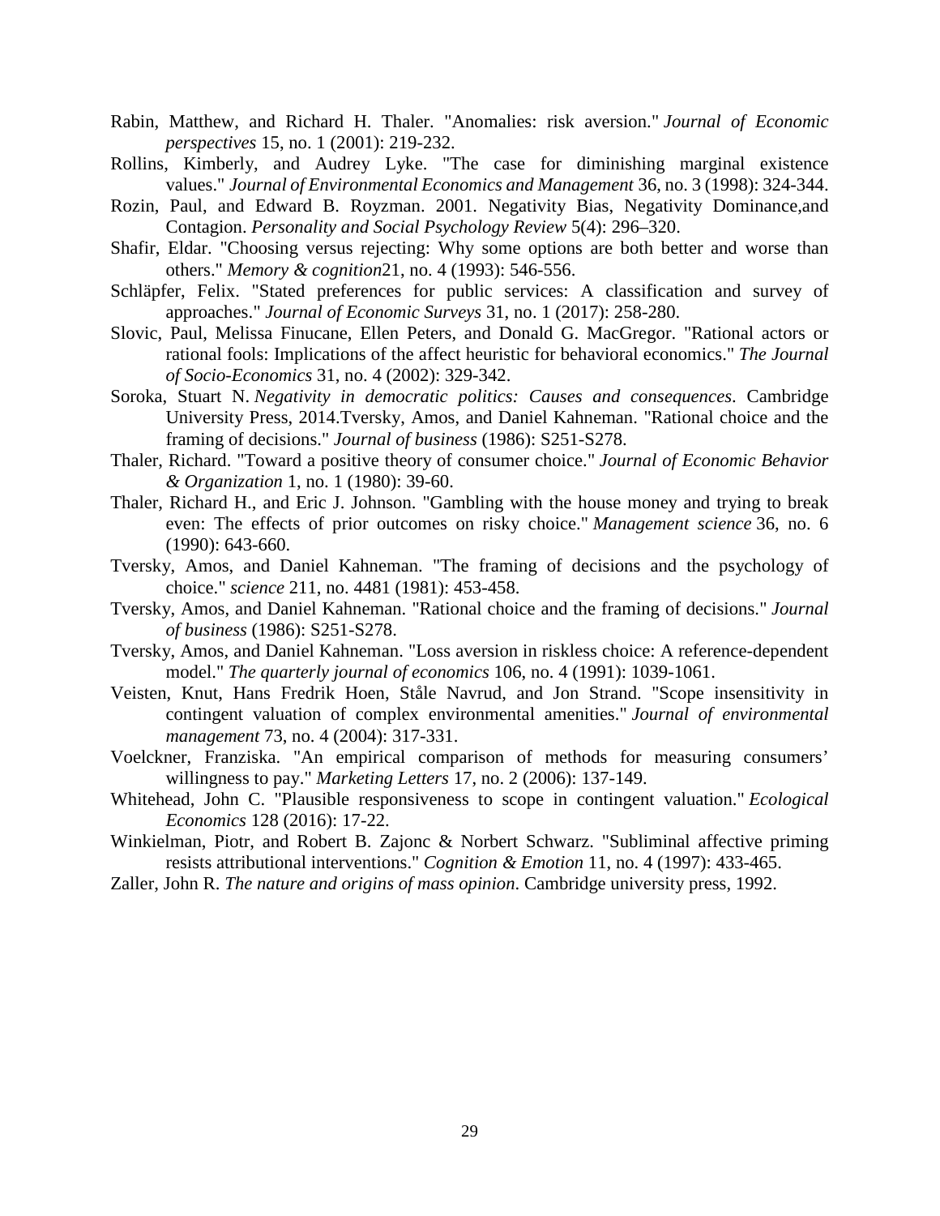Rabin, Matthew, and Richard H. Thaler. "Anomalies: risk aversion." *Journal of Economic perspectives* 15, no. 1 (2001): 219-232.

Rollins, Kimberly, and Audrey Lyke. "The case for diminishing marginal existence values." *Journal of Environmental Economics and Management* 36, no. 3 (1998): 324-344.

Rozin, Paul, and Edward B. Royzman. 2001. Negativity Bias, Negativity Dominance,and Contagion. *Personality and Social Psychology Review* 5(4): 296–320.

Shafir, Eldar. "Choosing versus rejecting: Why some options are both better and worse than others." *Memory & cognition*21, no. 4 (1993): 546-556.

Schläpfer, Felix. "Stated preferences for public services: A classification and survey of approaches." *Journal of Economic Surveys* 31, no. 1 (2017): 258-280.

Slovic, Paul, Melissa Finucane, Ellen Peters, and Donald G. MacGregor. "Rational actors or rational fools: Implications of the affect heuristic for behavioral economics." *The Journal of Socio-Economics* 31, no. 4 (2002): 329-342.

Soroka, Stuart N. *Negativity in democratic politics: Causes and consequences*. Cambridge University Press, 2014.Tversky, Amos, and Daniel Kahneman. "Rational choice and the framing of decisions." *Journal of business* (1986): S251-S278.

Thaler, Richard. "Toward a positive theory of consumer choice." *Journal of Economic Behavior & Organization* 1, no. 1 (1980): 39-60.

Thaler, Richard H., and Eric J. Johnson. "Gambling with the house money and trying to break even: The effects of prior outcomes on risky choice." *Management science* 36, no. 6 (1990): 643-660.

Tversky, Amos, and Daniel Kahneman. "The framing of decisions and the psychology of choice." *science* 211, no. 4481 (1981): 453-458.

Tversky, Amos, and Daniel Kahneman. "Rational choice and the framing of decisions." *Journal of business* (1986): S251-S278.

Tversky, Amos, and Daniel Kahneman. "Loss aversion in riskless choice: A reference-dependent model." *The quarterly journal of economics* 106, no. 4 (1991): 1039-1061.

Veisten, Knut, Hans Fredrik Hoen, Ståle Navrud, and Jon Strand. "Scope insensitivity in contingent valuation of complex environmental amenities." *Journal of environmental management* 73, no. 4 (2004): 317-331.

Voelckner, Franziska. "An empirical comparison of methods for measuring consumers' willingness to pay." *Marketing Letters* 17, no. 2 (2006): 137-149.

Whitehead, John C. "Plausible responsiveness to scope in contingent valuation." *Ecological Economics* 128 (2016): 17-22.

Winkielman, Piotr, and Robert B. Zajonc & Norbert Schwarz. "Subliminal affective priming resists attributional interventions." *Cognition & Emotion* 11, no. 4 (1997): 433-465.

Zaller, John R. *The nature and origins of mass opinion*. Cambridge university press, 1992.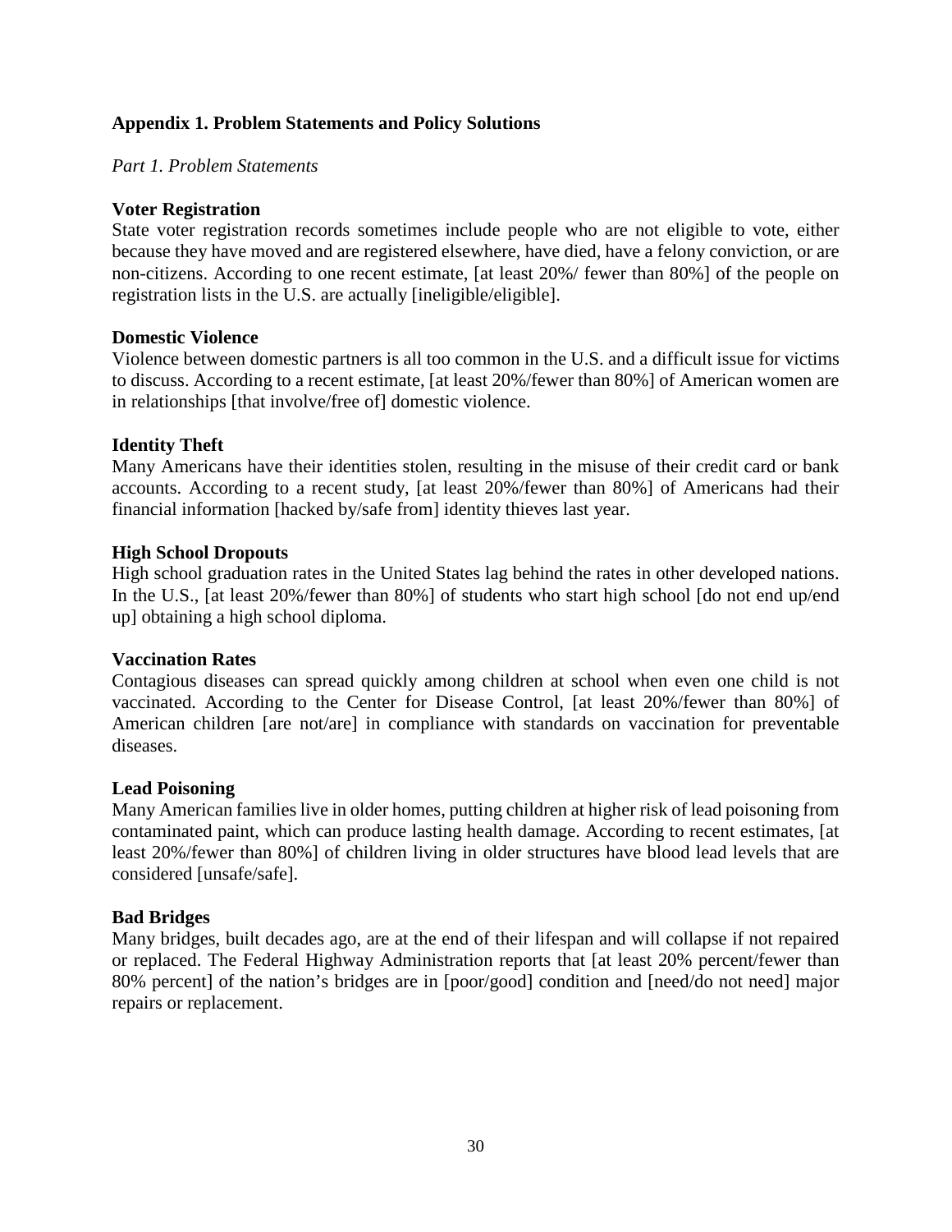## Appendix 1. Problem Statements and Policy Solutions

*Part 1. Problem Statements*

**Voter Registration**

State voter registration records sometimes include people who are not eligible to vote, either because they have moved and are registered elsewhere, have died, have a felony conviction, or are non-citizens. According to one recent estimate, [at least 20%/ fewer than 80%] of the people on registration lists in the U.S. are actually [ineligible/eligible].

**Domestic Violence**

Violence between domestic partners is all too common in the U.S. and a difficult issue for victims to discuss. According to a recent estimate, [at least 20%/fewer than 80%] of American women are in relationships [that involve/free of] domestic violence.

**Identity Theft**

Many Americans have their identities stolen, resulting in the misuse of their credit card or bank accounts. According to a recent study, [at least 20%/fewer than 80%] of Americans had their financial information [hacked by/safe from] identity thieves last year.

**High School Dropouts**

High school graduation rates in the United States lag behind the rates in other developed nations. In the U.S., [at least 20%/fewer than 80%] of students who start high school [do not end up/end up] obtaining a high school diploma.

**Vaccination Rates**

Contagious diseases can spread quickly among children at school when even one child is not vaccinated. According to the Center for Disease Control, [at least 20%/fewer than 80%] of American children [are not/are] in compliance with standards on vaccination for preventable diseases.

**Lead Poisoning**

Many American families live in older homes, putting children at higher risk of lead poisoning from contaminated paint, which can produce lasting health damage. According to recent estimates, [at least 20%/fewer than 80%] of children living in older structures have blood lead levels that are considered [unsafe/safe].

**Bad Bridges**

Many bridges, built decades ago, are at the end of their lifespan and will collapse if not repaired or replaced. The Federal Highway Administration reports that [at least 20% percent/fewer than 80% percent] of the nation's bridges are in [poor/good] condition and [need/do not need] major repairs or replacement.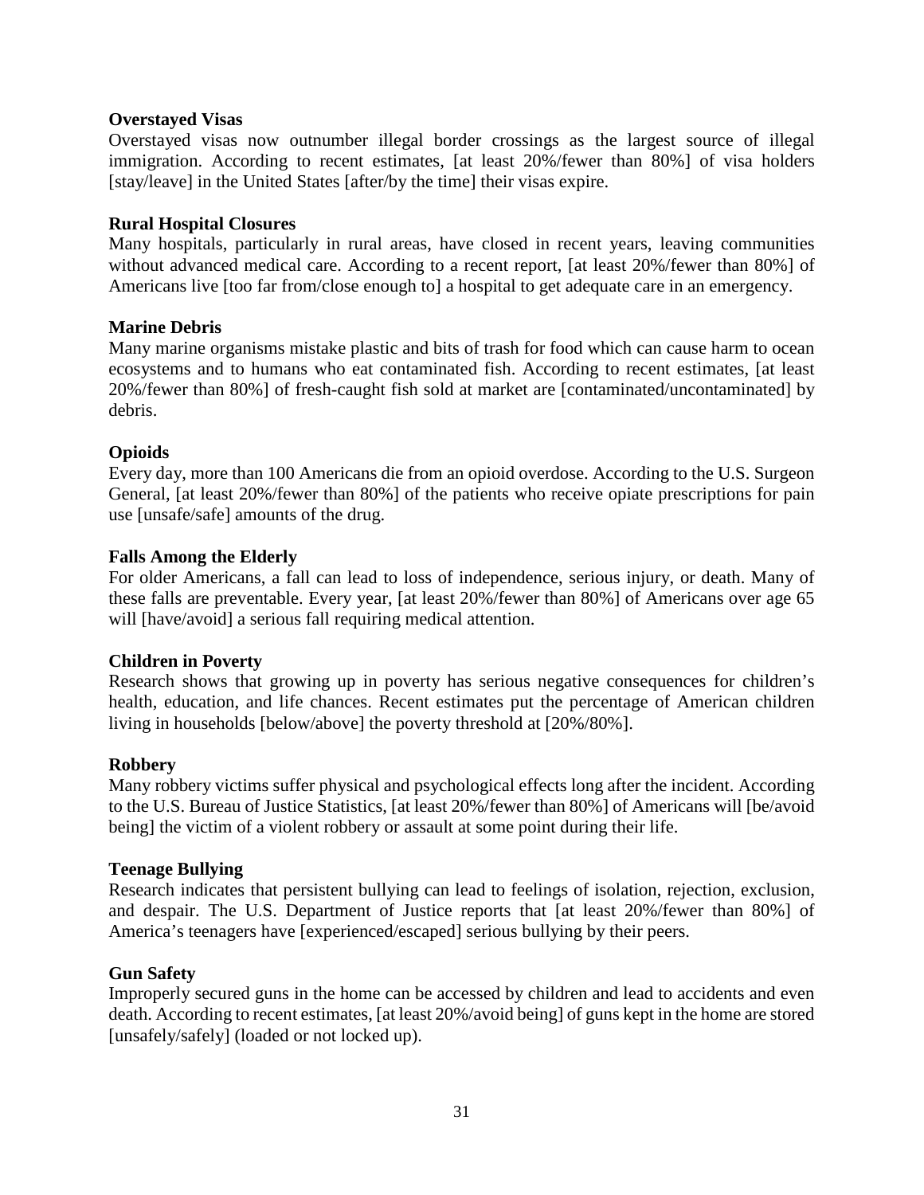**Overstayed Visas**

Overstayed visas now outnumber illegal border crossings as the largest source of illegal immigration. According to recent estimates, [at least 20%/fewer than 80%] of visa holders [stay/leave] in the United States [after/by the time] their visas expire.

**Rural Hospital Closures**

Many hospitals, particularly in rural areas, have closed in recent years, leaving communities without advanced medical care. According to a recent report, [at least 20%/fewer than 80%] of Americans live [too far from/close enough to] a hospital to get adequate care in an emergency.

**Marine Debris**

Many marine organisms mistake plastic and bits of trash for food which can cause harm to ocean ecosystems and to humans who eat contaminated fish. According to recent estimates, [at least 20%/fewer than 80%] of fresh-caught fish sold at market are [contaminated/uncontaminated] by debris.

**Opioids**

Every day, more than 100 Americans die from an opioid overdose. According to the U.S. Surgeon General, [at least 20%/fewer than 80%] of the patients who receive opiate prescriptions for pain use [unsafe/safe] amounts of the drug.

**Falls Among the Elderly**

For older Americans, a fall can lead to loss of independence, serious injury, or death. Many of these falls are preventable. Every year, [at least 20%/fewer than 80%] of Americans over age 65 will [have/avoid] a serious fall requiring medical attention.

**Children in Poverty**

Research shows that growing up in poverty has serious negative consequences for children's health, education, and life chances. Recent estimates put the percentage of American children living in households [below/above] the poverty threshold at [20%/80%].

**Robbery**

Many robbery victims suffer physical and psychological effects long after the incident. According to the U.S. Bureau of Justice Statistics, [at least 20%/fewer than 80%] of Americans will [be/avoid being] the victim of a violent robbery or assault at some point during their life.

**Teenage Bullying**

Research indicates that persistent bullying can lead to feelings of isolation, rejection, exclusion, and despair. The U.S. Department of Justice reports that [at least 20%/fewer than 80%] of America's teenagers have [experienced/escaped] serious bullying by their peers.

**Gun Safety**

Improperly secured guns in the home can be accessed by children and lead to accidents and even death. According to recent estimates, [at least 20%/avoid being] of guns kept in the home are stored [unsafely/safely] (loaded or not locked up).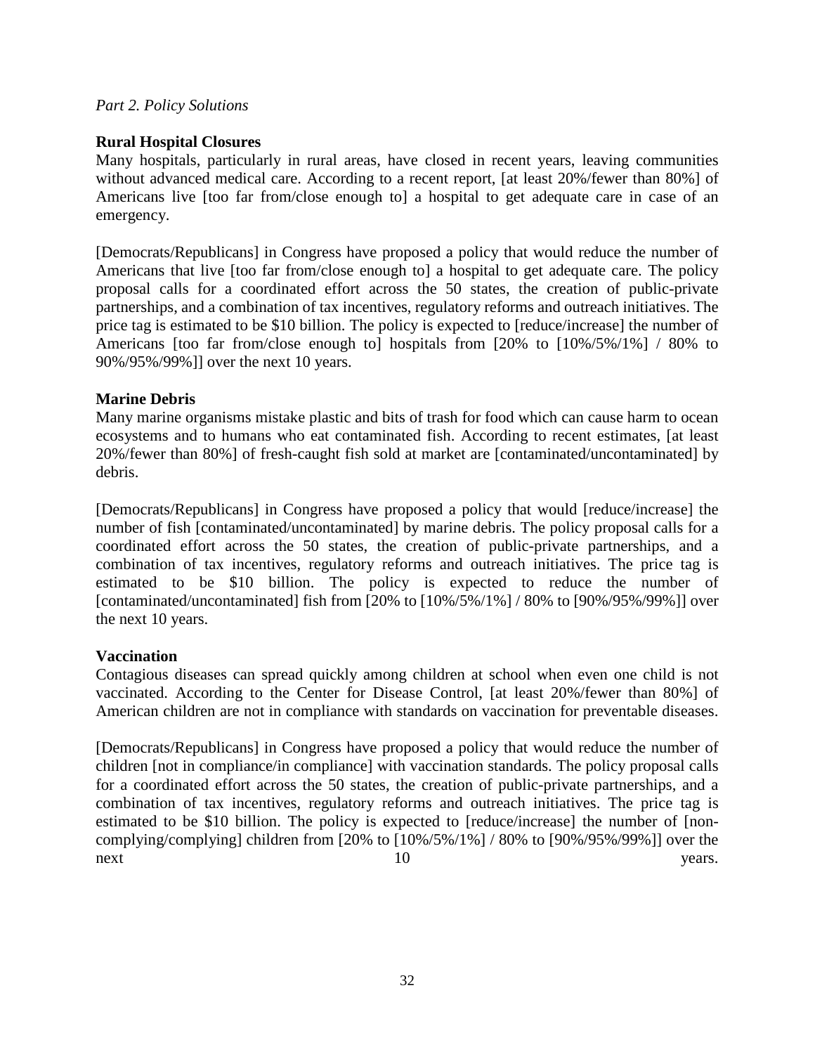*Part 2. Policy Solutions*

**Rural Hospital Closures**

Many hospitals, particularly in rural areas, have closed in recent years, leaving communities without advanced medical care. According to a recent report, [at least 20%/fewer than 80%] of Americans live [too far from/close enough to] a hospital to get adequate care in case of an emergency.

[Democrats/Republicans] in Congress have proposed a policy that would reduce the number of Americans that live [too far from/close enough to] a hospital to get adequate care. The policy proposal calls for a coordinated effort across the 50 states, the creation of public-private partnerships, and a combination of tax incentives, regulatory reforms and outreach initiatives. The price tag is estimated to be $10 billion. The policy is expected to [reduce/increase] the number of Americans [too far from/close enough to] hospitals from [20% to [10%/5%/1%] / 80% to 90%/95%/99%]] over the next 10 years.

**Marine Debris**

Many marine organisms mistake plastic and bits of trash for food which can cause harm to ocean ecosystems and to humans who eat contaminated fish. According to recent estimates, [at least 20%/fewer than 80%] of fresh-caught fish sold at market are [contaminated/uncontaminated] by debris.

[Democrats/Republicans] in Congress have proposed a policy that would [reduce/increase] the number of fish [contaminated/uncontaminated] by marine debris. The policy proposal calls for a coordinated effort across the 50 states, the creation of public-private partnerships, and a combination of tax incentives, regulatory reforms and outreach initiatives. The price tag is estimated to be $10 billion. The policy is expected to reduce the number of [contaminated/uncontaminated] fish from [20% to [10%/5%/1%] / 80% to [90%/95%/99%]] over the next 10 years.

**Vaccination**

Contagious diseases can spread quickly among children at school when even one child is not vaccinated. According to the Center for Disease Control, [at least 20%/fewer than 80%] of American children are not in compliance with standards on vaccination for preventable diseases.

[Democrats/Republicans] in Congress have proposed a policy that would reduce the number of children [not in compliance/in compliance] with vaccination standards. The policy proposal calls for a coordinated effort across the 50 states, the creation of public-private partnerships, and a combination of tax incentives, regulatory reforms and outreach initiatives. The price tag is estimated to be $10 billion. The policy is expected to [reduce/increase] the number of [non-complying/complying] children from [20% to [10%/5%/1%] / 80% to [90%/95%/99%]] over the next 10 years.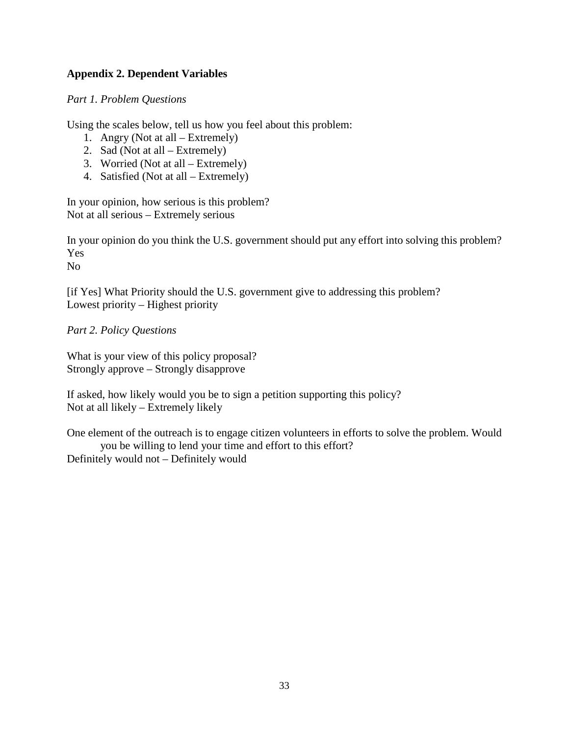**Appendix 2. Dependent Variables**

*Part 1. Problem Questions*

Using the scales below, tell us how you feel about this problem:

1. Angry (Not at all – Extremely)
2. Sad (Not at all – Extremely)
3. Worried (Not at all – Extremely)
4. Satisfied (Not at all – Extremely)

In your opinion, how serious is this problem?
Not at all serious – Extremely serious

In your opinion do you think the U.S. government should put any effort into solving this problem?
Yes
No

[if Yes] What Priority should the U.S. government give to addressing this problem?
Lowest priority – Highest priority

*Part 2. Policy Questions*

What is your view of this policy proposal?
Strongly approve – Strongly disapprove

If asked, how likely would you be to sign a petition supporting this policy?
Not at all likely – Extremely likely

One element of the outreach is to engage citizen volunteers in efforts to solve the problem. Would you be willing to lend your time and effort to this effort?
Definitely would not – Definitely would